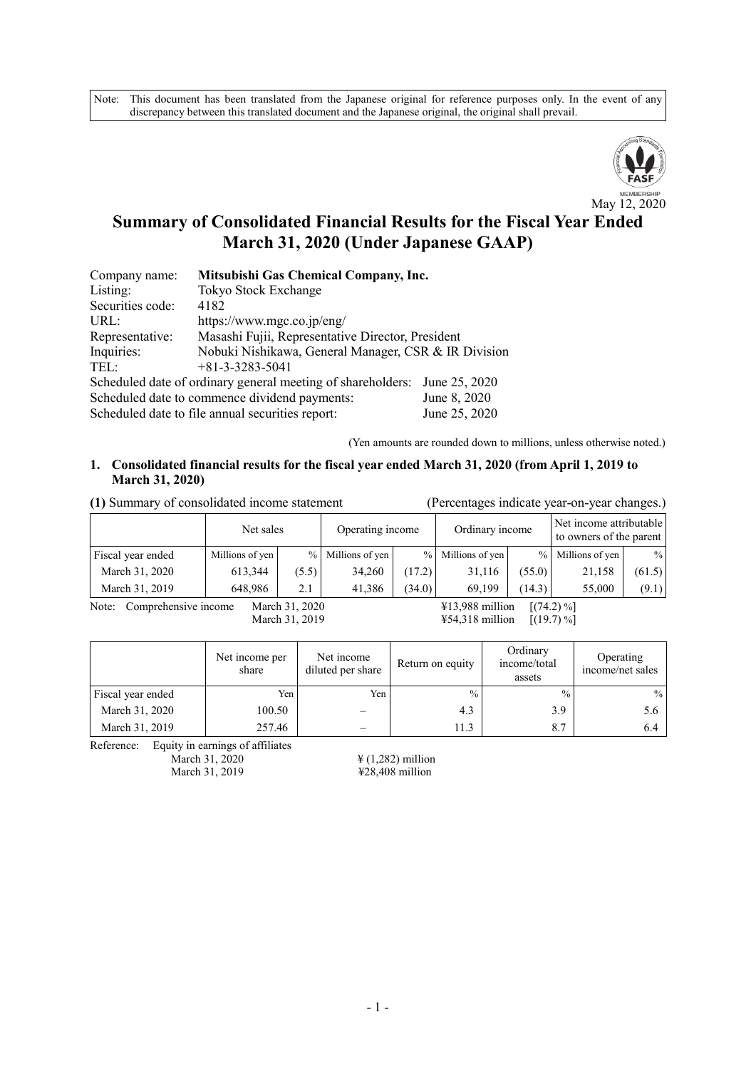Note: This document has been translated from the Japanese original for reference purposes only. In the event of any discrepancy between this translated document and the Japanese original, the original shall prevail.

May 12, 2020

# Summary of Consolidated Financial Results for the Fiscal Year Ended March 31, 2020 (Under Japanese GAAP)

Company name: **Mitsubishi Gas Chemical Company, Inc.**
Listing: Tokyo Stock Exchange
Securities code: 4182
URL: https://www.mgc.co.jp/eng/
Representative: Masashi Fujii, Representative Director, President
Inquiries: Nobuki Nishikawa, General Manager, CSR & IR Division
TEL: +81-3-3283-5041
Scheduled date of ordinary general meeting of shareholders: June 25, 2020
Scheduled date to commence dividend payments: June 8, 2020
Scheduled date to file annual securities report: June 25, 2020

(Yen amounts are rounded down to millions, unless otherwise noted.)

## 1. Consolidated financial results for the fiscal year ended March 31, 2020 (from April 1, 2019 to March 31, 2020)

**(1)** Summary of consolidated income statement (Percentages indicate year-on-year changes.)

| | Net sales | | Operating income | | Ordinary income | | Net income attributable to owners of the parent | |
|---|---|---|---|---|---|---|---|---|
| Fiscal year ended | Millions of yen | % | Millions of yen | % | Millions of yen | % | Millions of yen | % |
| March 31, 2020 | 613,344 | (5.5) | 34,260 | (17.2) | 31,116 | (55.0) | 21,158 | (61.5) |
| March 31, 2019 | 648,986 | 2.1 | 41,386 | (34.0) | 69,199 | (14.3) | 55,000 | (9.1) |

Note: Comprehensive income March 31, 2020 ¥13,988 million [(74.2) %]
March 31, 2019 ¥54,318 million [(19.7) %]

| | Net income per share | Net income diluted per share | Return on equity | Ordinary income/total assets | Operating income/net sales |
|---|---|---|---|---|---|
| Fiscal year ended | Yen | Yen | % | % | % |
| March 31, 2020 | 100.50 | – | 4.3 | 3.9 | 5.6 |
| March 31, 2019 | 257.46 | – | 11.3 | 8.7 | 6.4 |

Reference: Equity in earnings of affiliates
March 31, 2020 ¥ (1,282) million
March 31, 2019 ¥28,408 million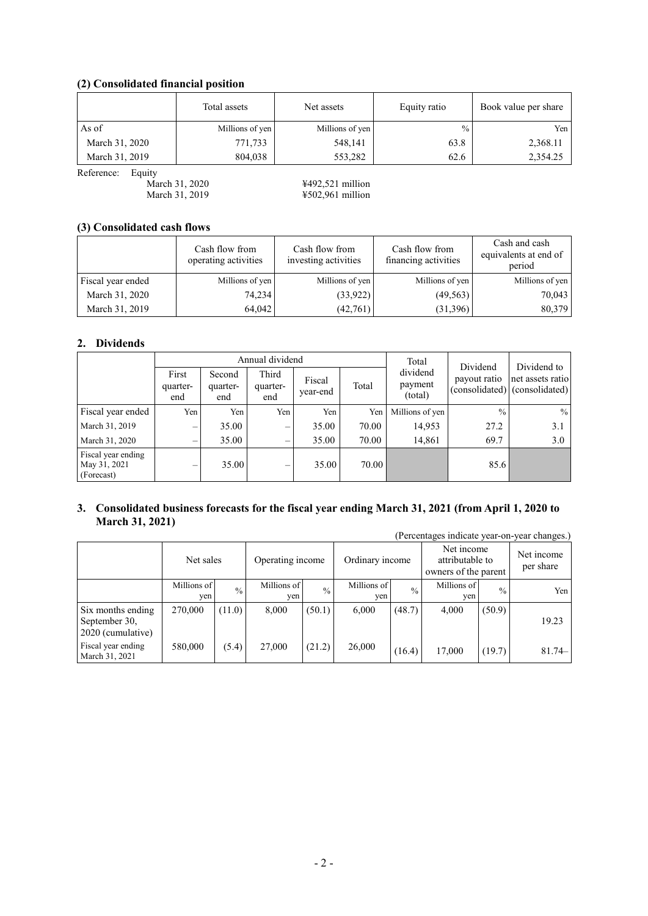**(2) Consolidated financial position**

| | Total assets | Net assets | Equity ratio | Book value per share |
|---|---|---|---|---|
| As of | Millions of yen | Millions of yen | % | Yen |
| March 31, 2020 | 771,733 | 548,141 | 63.8 | 2,368.11 |
| March 31, 2019 | 804,038 | 553,282 | 62.6 | 2,354.25 |

Reference: Equity
March 31, 2020 ¥492,521 million
March 31, 2019 ¥502,961 million

**(3) Consolidated cash flows**

| | Cash flow from operating activities | Cash flow from investing activities | Cash flow from financing activities | Cash and cash equivalents at end of period |
|---|---|---|---|---|
| Fiscal year ended | Millions of yen | Millions of yen | Millions of yen | Millions of yen |
| March 31, 2020 | 74,234 | (33,922) | (49,563) | 70,043 |
| March 31, 2019 | 64,042 | (42,761) | (31,396) | 80,379 |

## 2. Dividends

| | Annual dividend | | | | | Total dividend payment (total) | Dividend payout ratio (consolidated) | Dividend to net assets ratio (consolidated) |
|---|---|---|---|---|---|---|---|---|
| | First quarter-end | Second quarter-end | Third quarter-end | Fiscal year-end | Total | | | |
| Fiscal year ended | Yen | Yen | Yen | Yen | Yen | Millions of yen | % | % |
| March 31, 2019 | – | 35.00 | – | 35.00 | 70.00 | 14,953 | 27.2 | 3.1 |
| March 31, 2020 | – | 35.00 | – | 35.00 | 70.00 | 14,861 | 69.7 | 3.0 |
| Fiscal year ending May 31, 2021 (Forecast) | – | 35.00 | – | 35.00 | 70.00 | | 85.6 | |

## 3. Consolidated business forecasts for the fiscal year ending March 31, 2021 (from April 1, 2020 to March 31, 2021)

(Percentages indicate year-on-year changes.)

| | Net sales | | Operating income | | Ordinary income | | Net income attributable to owners of the parent | | Net income per share |
|---|---|---|---|---|---|---|---|---|---|
| | Millions of yen | % | Millions of yen | % | Millions of yen | % | Millions of yen | % | Yen |
| Six months ending September 30, 2020 (cumulative) | 270,000 | (11.0) | 8,000 | (50.1) | 6,000 | (48.7) | 4,000 | (50.9) | 19.23 |
| Fiscal year ending March 31, 2021 | 580,000 | (5.4) | 27,000 | (21.2) | 26,000 | (16.4) | 17,000 | (19.7) | 81.74– |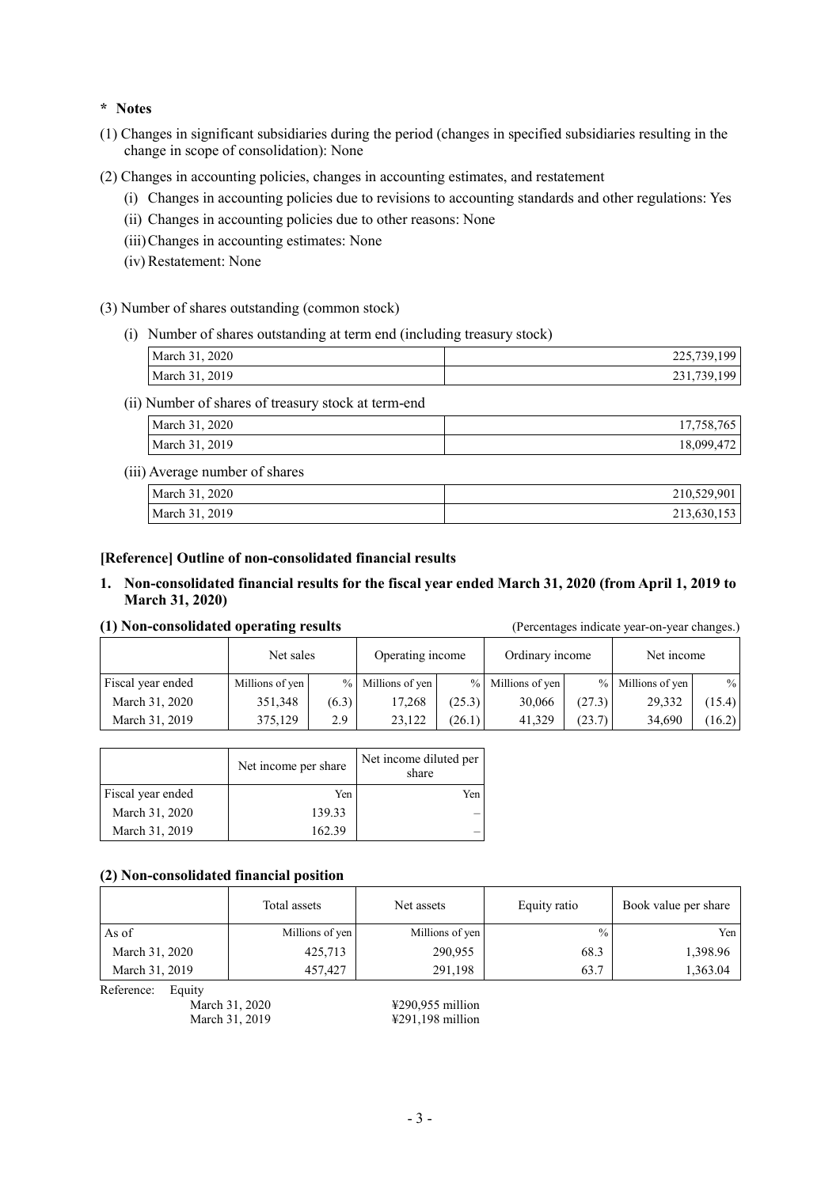**\* Notes**

(1) Changes in significant subsidiaries during the period (changes in specified subsidiaries resulting in the change in scope of consolidation): None

(2) Changes in accounting policies, changes in accounting estimates, and restatement

- (i) Changes in accounting policies due to revisions to accounting standards and other regulations: Yes
- (ii) Changes in accounting policies due to other reasons: None
- (iii) Changes in accounting estimates: None
- (iv) Restatement: None

(3) Number of shares outstanding (common stock)

(i) Number of shares outstanding at term end (including treasury stock)

| | |
|---|---|
| March 31, 2020 | 225,739,199 |
| March 31, 2019 | 231,739,199 |

(ii) Number of shares of treasury stock at term-end

| | |
|---|---|
| March 31, 2020 | 17,758,765 |
| March 31, 2019 | 18,099,472 |

(iii) Average number of shares

| | |
|---|---|
| March 31, 2020 | 210,529,901 |
| March 31, 2019 | 213,630,153 |

**[Reference] Outline of non-consolidated financial results**

**1. Non-consolidated financial results for the fiscal year ended March 31, 2020 (from April 1, 2019 to March 31, 2020)**

**(1) Non-consolidated operating results** (Percentages indicate year-on-year changes.)

| | Net sales | | Operating income | | Ordinary income | | Net income | |
|---|---|---|---|---|---|---|---|---|
| Fiscal year ended | Millions of yen | % | Millions of yen | % | Millions of yen | % | Millions of yen | % |
| March 31, 2020 | 351,348 | (6.3) | 17,268 | (25.3) | 30,066 | (27.3) | 29,332 | (15.4) |
| March 31, 2019 | 375,129 | 2.9 | 23,122 | (26.1) | 41,329 | (23.7) | 34,690 | (16.2) |

| | Net income per share | Net income diluted per share |
|---|---|---|
| Fiscal year ended | Yen | Yen |
| March 31, 2020 | 139.33 | – |
| March 31, 2019 | 162.39 | – |

**(2) Non-consolidated financial position**

| | Total assets | Net assets | Equity ratio | Book value per share |
|---|---|---|---|---|
| As of | Millions of yen | Millions of yen | % | Yen |
| March 31, 2020 | 425,713 | 290,955 | 68.3 | 1,398.96 |
| March 31, 2019 | 457,427 | 291,198 | 63.7 | 1,363.04 |

Reference: Equity
March 31, 2020 ¥290,955 million
March 31, 2019 ¥291,198 million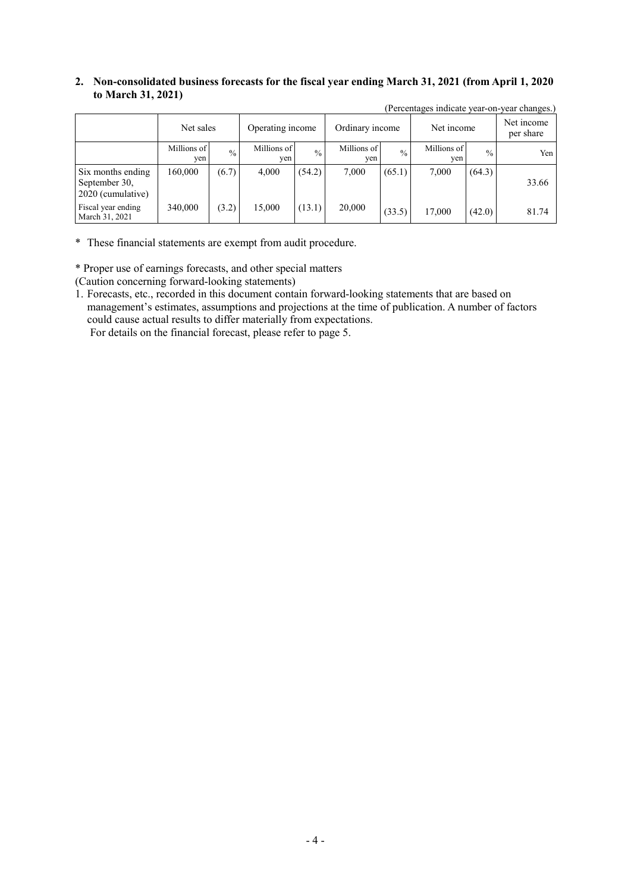## 2. Non-consolidated business forecasts for the fiscal year ending March 31, 2021 (from April 1, 2020 to March 31, 2021)

(Percentages indicate year-on-year changes.)

| | Net sales | | Operating income | | Ordinary income | | Net income | | Net income per share |
|---|---|---|---|---|---|---|---|---|---|
| | Millions of yen | % | Millions of yen | % | Millions of yen | % | Millions of yen | % | Yen |
| Six months ending September 30, 2020 (cumulative) | 160,000 | (6.7) | 4,000 | (54.2) | 7,000 | (65.1) | 7,000 | (64.3) | 33.66 |
| Fiscal year ending March 31, 2021 | 340,000 | (3.2) | 15,000 | (13.1) | 20,000 | (33.5) | 17,000 | (42.0) | 81.74 |

\* These financial statements are exempt from audit procedure.

\* Proper use of earnings forecasts, and other special matters

(Caution concerning forward-looking statements)

1. Forecasts, etc., recorded in this document contain forward-looking statements that are based on management's estimates, assumptions and projections at the time of publication. A number of factors could cause actual results to differ materially from expectations.
   For details on the financial forecast, please refer to page 5.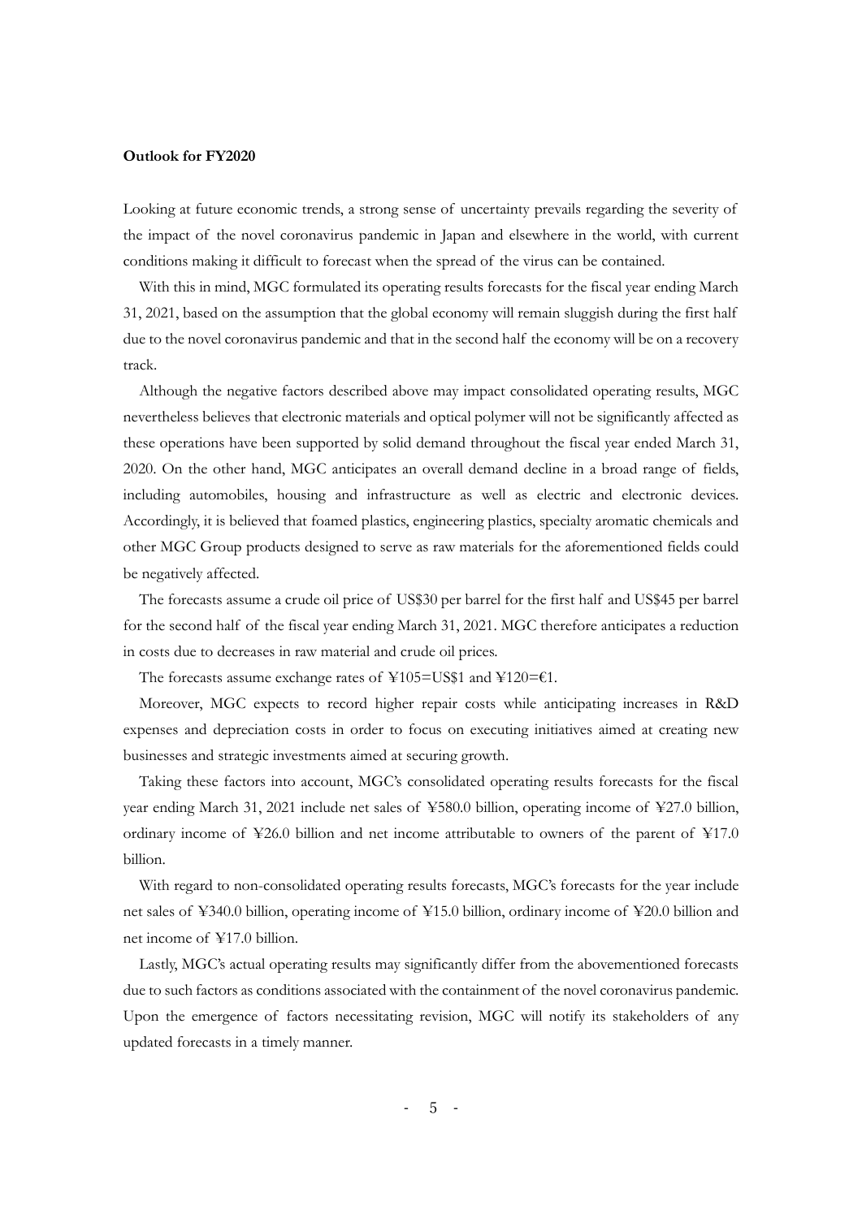**Outlook for FY2020**

Looking at future economic trends, a strong sense of uncertainty prevails regarding the severity of the impact of the novel coronavirus pandemic in Japan and elsewhere in the world, with current conditions making it difficult to forecast when the spread of the virus can be contained.

With this in mind, MGC formulated its operating results forecasts for the fiscal year ending March 31, 2021, based on the assumption that the global economy will remain sluggish during the first half due to the novel coronavirus pandemic and that in the second half the economy will be on a recovery track.

Although the negative factors described above may impact consolidated operating results, MGC nevertheless believes that electronic materials and optical polymer will not be significantly affected as these operations have been supported by solid demand throughout the fiscal year ended March 31, 2020. On the other hand, MGC anticipates an overall demand decline in a broad range of fields, including automobiles, housing and infrastructure as well as electric and electronic devices. Accordingly, it is believed that foamed plastics, engineering plastics, specialty aromatic chemicals and other MGC Group products designed to serve as raw materials for the aforementioned fields could be negatively affected.

The forecasts assume a crude oil price of US$30 per barrel for the first half and US$45 per barrel for the second half of the fiscal year ending March 31, 2021. MGC therefore anticipates a reduction in costs due to decreases in raw material and crude oil prices.

The forecasts assume exchange rates of ¥105=US$1 and ¥120=€1.

Moreover, MGC expects to record higher repair costs while anticipating increases in R&D expenses and depreciation costs in order to focus on executing initiatives aimed at creating new businesses and strategic investments aimed at securing growth.

Taking these factors into account, MGC's consolidated operating results forecasts for the fiscal year ending March 31, 2021 include net sales of ¥580.0 billion, operating income of ¥27.0 billion, ordinary income of ¥26.0 billion and net income attributable to owners of the parent of ¥17.0 billion.

With regard to non-consolidated operating results forecasts, MGC's forecasts for the year include net sales of ¥340.0 billion, operating income of ¥15.0 billion, ordinary income of ¥20.0 billion and net income of ¥17.0 billion.

Lastly, MGC's actual operating results may significantly differ from the abovementioned forecasts due to such factors as conditions associated with the containment of the novel coronavirus pandemic. Upon the emergence of factors necessitating revision, MGC will notify its stakeholders of any updated forecasts in a timely manner.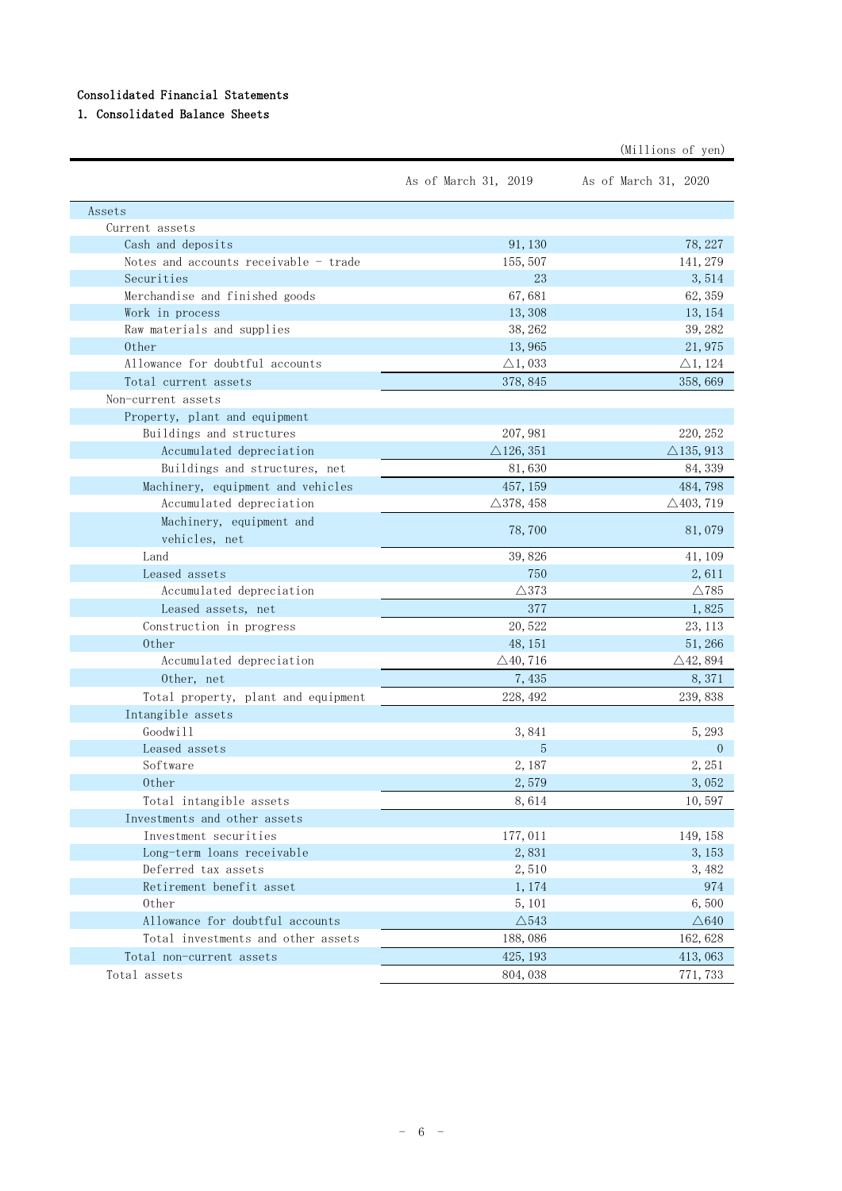## Consolidated Financial Statements

### 1. Consolidated Balance Sheets

(Millions of yen)

| | As of March 31, 2019 | As of March 31, 2020 |
|---|---|---|
| Assets | | |
| Current assets | | |
| Cash and deposits | 91,130 | 78,227 |
| Notes and accounts receivable - trade | 155,507 | 141,279 |
| Securities | 23 | 3,514 |
| Merchandise and finished goods | 67,681 | 62,359 |
| Work in process | 13,308 | 13,154 |
| Raw materials and supplies | 38,262 | 39,282 |
| Other | 13,965 | 21,975 |
| Allowance for doubtful accounts | △1,033 | △1,124 |
| Total current assets | 378,845 | 358,669 |
| Non-current assets | | |
| Property, plant and equipment | | |
| Buildings and structures | 207,981 | 220,252 |
| Accumulated depreciation | △126,351 | △135,913 |
| Buildings and structures, net | 81,630 | 84,339 |
| Machinery, equipment and vehicles | 457,159 | 484,798 |
| Accumulated depreciation | △378,458 | △403,719 |
| Machinery, equipment and vehicles, net | 78,700 | 81,079 |
| Land | 39,826 | 41,109 |
| Leased assets | 750 | 2,611 |
| Accumulated depreciation | △373 | △785 |
| Leased assets, net | 377 | 1,825 |
| Construction in progress | 20,522 | 23,113 |
| Other | 48,151 | 51,266 |
| Accumulated depreciation | △40,716 | △42,894 |
| Other, net | 7,435 | 8,371 |
| Total property, plant and equipment | 228,492 | 239,838 |
| Intangible assets | | |
| Goodwill | 3,841 | 5,293 |
| Leased assets | 5 | 0 |
| Software | 2,187 | 2,251 |
| Other | 2,579 | 3,052 |
| Total intangible assets | 8,614 | 10,597 |
| Investments and other assets | | |
| Investment securities | 177,011 | 149,158 |
| Long-term loans receivable | 2,831 | 3,153 |
| Deferred tax assets | 2,510 | 3,482 |
| Retirement benefit asset | 1,174 | 974 |
| Other | 5,101 | 6,500 |
| Allowance for doubtful accounts | △543 | △640 |
| Total investments and other assets | 188,086 | 162,628 |
| Total non-current assets | 425,193 | 413,063 |
| Total assets | 804,038 | 771,733 |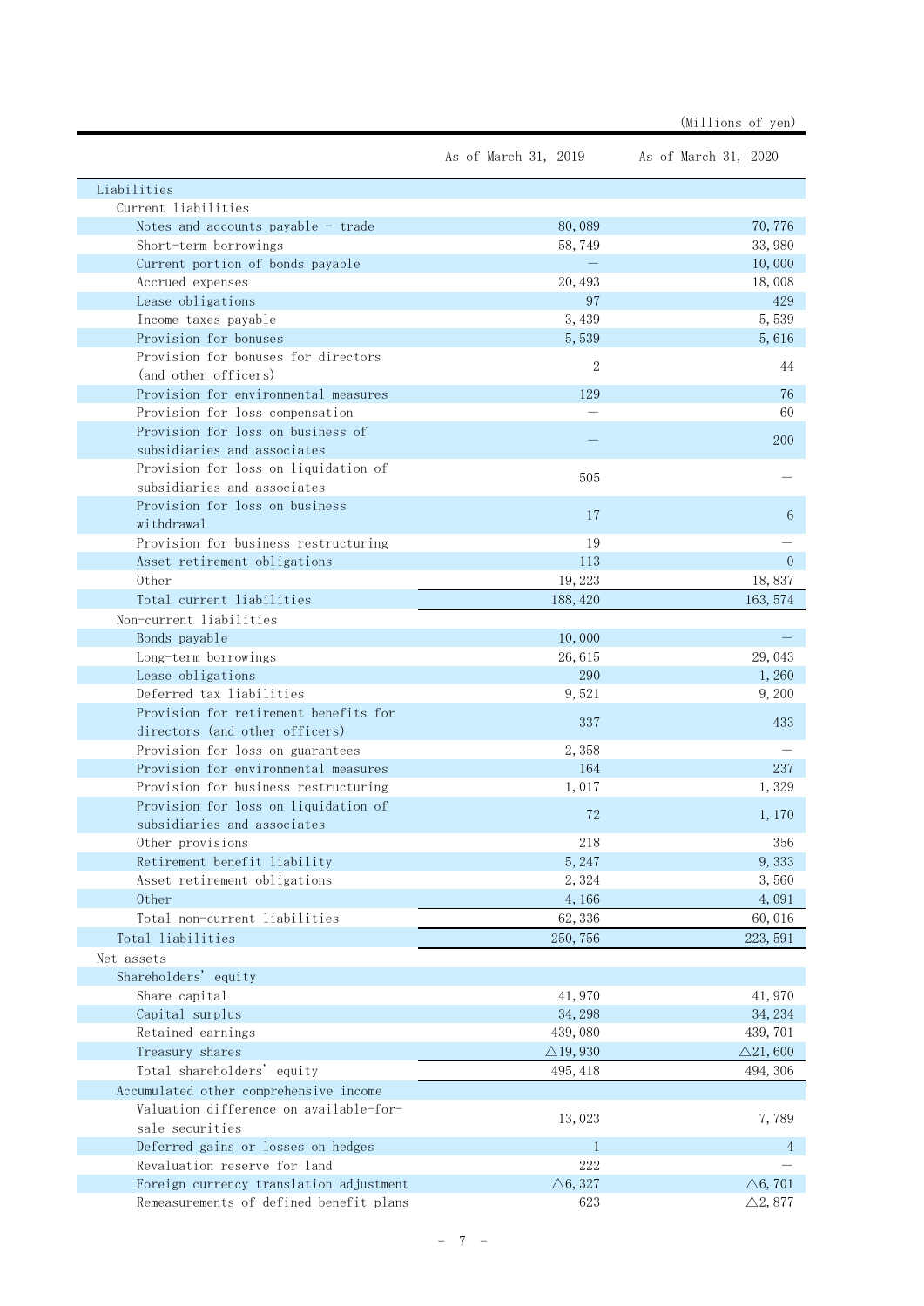(Millions of yen)

| | As of March 31, 2019 | As of March 31, 2020 |
|---|---|---|
| Liabilities | | |
| Current liabilities | | |
| Notes and accounts payable - trade | 80,089 | 70,776 |
| Short-term borrowings | 58,749 | 33,980 |
| Current portion of bonds payable | ― | 10,000 |
| Accrued expenses | 20,493 | 18,008 |
| Lease obligations | 97 | 429 |
| Income taxes payable | 3,439 | 5,539 |
| Provision for bonuses | 5,539 | 5,616 |
| Provision for bonuses for directors (and other officers) | 2 | 44 |
| Provision for environmental measures | 129 | 76 |
| Provision for loss compensation | ― | 60 |
| Provision for loss on business of subsidiaries and associates | ― | 200 |
| Provision for loss on liquidation of subsidiaries and associates | 505 | ― |
| Provision for loss on business withdrawal | 17 | 6 |
| Provision for business restructuring | 19 | ― |
| Asset retirement obligations | 113 | 0 |
| Other | 19,223 | 18,837 |
| Total current liabilities | 188,420 | 163,574 |
| Non-current liabilities | | |
| Bonds payable | 10,000 | ― |
| Long-term borrowings | 26,615 | 29,043 |
| Lease obligations | 290 | 1,260 |
| Deferred tax liabilities | 9,521 | 9,200 |
| Provision for retirement benefits for directors (and other officers) | 337 | 433 |
| Provision for loss on guarantees | 2,358 | ― |
| Provision for environmental measures | 164 | 237 |
| Provision for business restructuring | 1,017 | 1,329 |
| Provision for loss on liquidation of subsidiaries and associates | 72 | 1,170 |
| Other provisions | 218 | 356 |
| Retirement benefit liability | 5,247 | 9,333 |
| Asset retirement obligations | 2,324 | 3,560 |
| Other | 4,166 | 4,091 |
| Total non-current liabilities | 62,336 | 60,016 |
| Total liabilities | 250,756 | 223,591 |
| Net assets | | |
| Shareholders' equity | | |
| Share capital | 41,970 | 41,970 |
| Capital surplus | 34,298 | 34,234 |
| Retained earnings | 439,080 | 439,701 |
| Treasury shares | △19,930 | △21,600 |
| Total shareholders' equity | 495,418 | 494,306 |
| Accumulated other comprehensive income | | |
| Valuation difference on available-for-sale securities | 13,023 | 7,789 |
| Deferred gains or losses on hedges | 1 | 4 |
| Revaluation reserve for land | 222 | ― |
| Foreign currency translation adjustment | △6,327 | △6,701 |
| Remeasurements of defined benefit plans | 623 | △2,877 |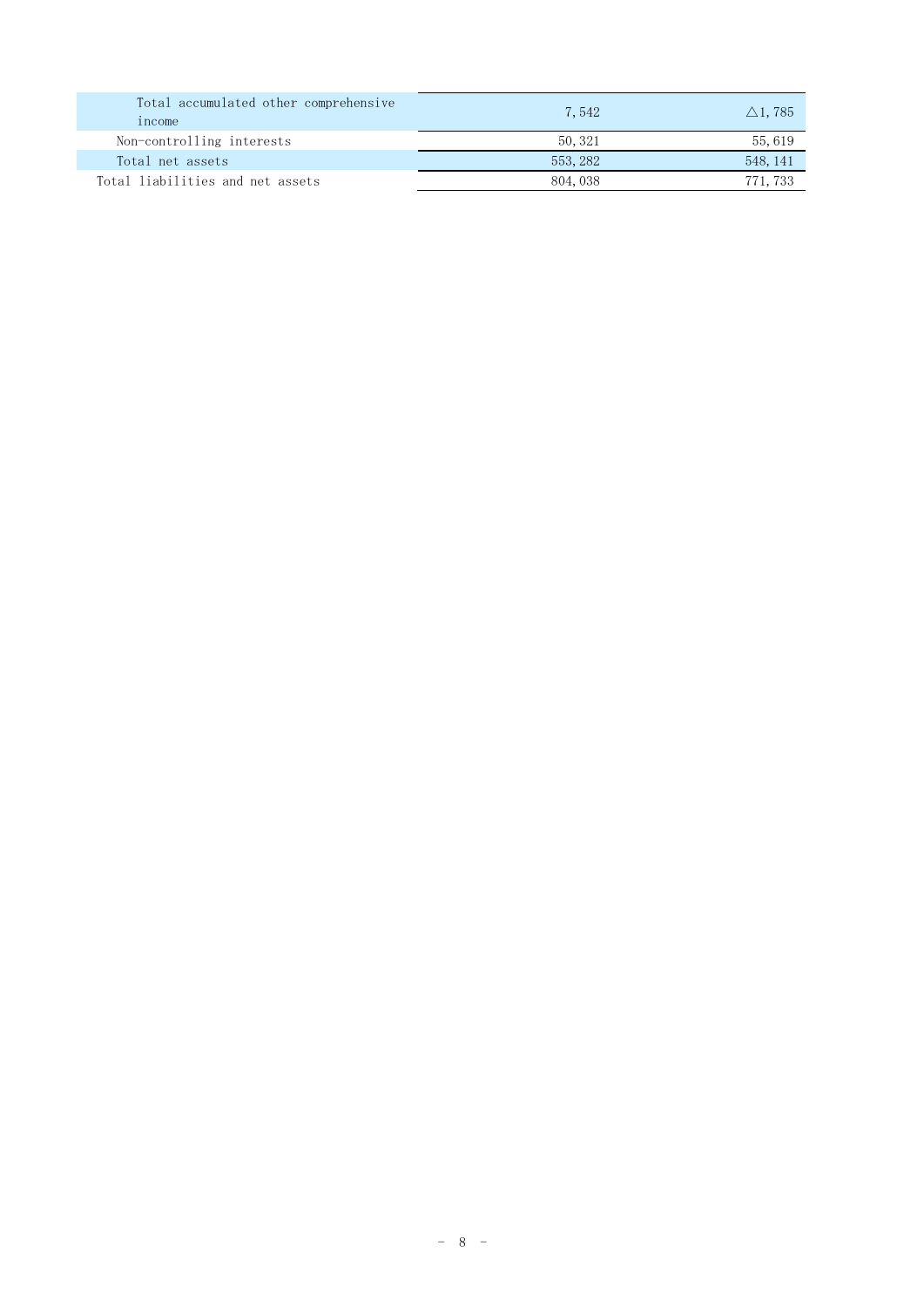| | | |
|---|---|---|
| Total accumulated other comprehensive income | 7,542 | △1,785 |
| Non-controlling interests | 50,321 | 55,619 |
| Total net assets | 553,282 | 548,141 |
| Total liabilities and net assets | 804,038 | 771,733 |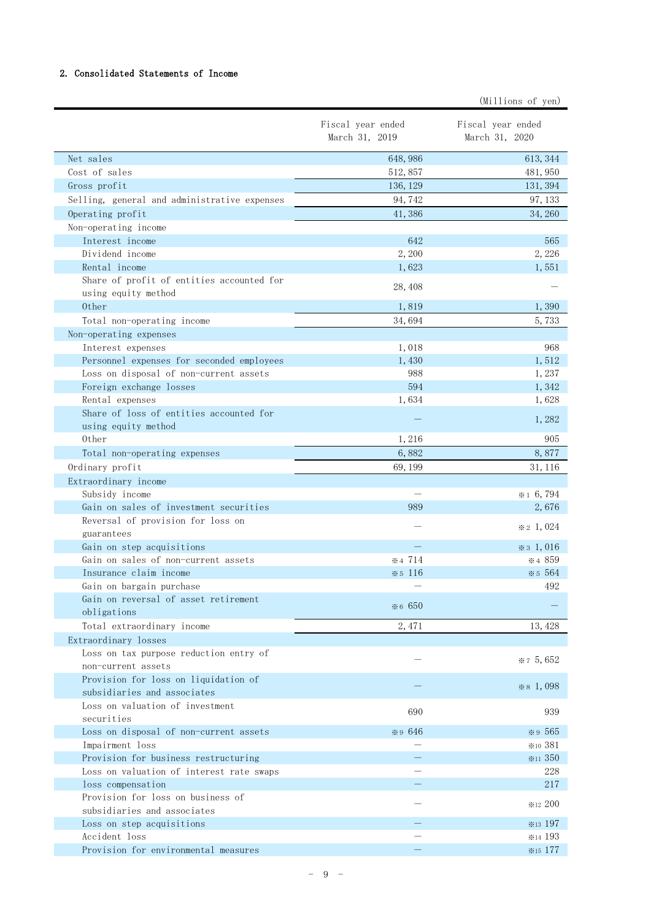## 2. Consolidated Statements of Income

(Millions of yen)

| | Fiscal year ended March 31, 2019 | Fiscal year ended March 31, 2020 |
|---|---|---|
| Net sales | 648,986 | 613,344 |
| Cost of sales | 512,857 | 481,950 |
| Gross profit | 136,129 | 131,394 |
| Selling, general and administrative expenses | 94,742 | 97,133 |
| Operating profit | 41,386 | 34,260 |
| Non-operating income | | |
| Interest income | 642 | 565 |
| Dividend income | 2,200 | 2,226 |
| Rental income | 1,623 | 1,551 |
| Share of profit of entities accounted for using equity method | 28,408 | — |
| Other | 1,819 | 1,390 |
| Total non-operating income | 34,694 | 5,733 |
| Non-operating expenses | | |
| Interest expenses | 1,018 | 968 |
| Personnel expenses for seconded employees | 1,430 | 1,512 |
| Loss on disposal of non-current assets | 988 | 1,237 |
| Foreign exchange losses | 594 | 1,342 |
| Rental expenses | 1,634 | 1,628 |
| Share of loss of entities accounted for using equity method | — | 1,282 |
| Other | 1,216 | 905 |
| Total non-operating expenses | 6,882 | 8,877 |
| Ordinary profit | 69,199 | 31,116 |
| Extraordinary income | | |
| Subsidy income | — | ※1 6,794 |
| Gain on sales of investment securities | 989 | 2,676 |
| Reversal of provision for loss on guarantees | — | ※2 1,024 |
| Gain on step acquisitions | — | ※3 1,016 |
| Gain on sales of non-current assets | ※4 714 | ※4 859 |
| Insurance claim income | ※5 116 | ※5 564 |
| Gain on bargain purchase | — | 492 |
| Gain on reversal of asset retirement obligations | ※6 650 | — |
| Total extraordinary income | 2,471 | 13,428 |
| Extraordinary losses | | |
| Loss on tax purpose reduction entry of non-current assets | — | ※7 5,652 |
| Provision for loss on liquidation of subsidiaries and associates | — | ※8 1,098 |
| Loss on valuation of investment securities | 690 | 939 |
| Loss on disposal of non-current assets | ※9 646 | ※9 565 |
| Impairment loss | — | ※10 381 |
| Provision for business restructuring | — | ※11 350 |
| Loss on valuation of interest rate swaps | — | 228 |
| loss compensation | — | 217 |
| Provision for loss on business of subsidiaries and associates | — | ※12 200 |
| Loss on step acquisitions | — | ※13 197 |
| Accident loss | — | ※14 193 |
| Provision for environmental measures | — | ※15 177 |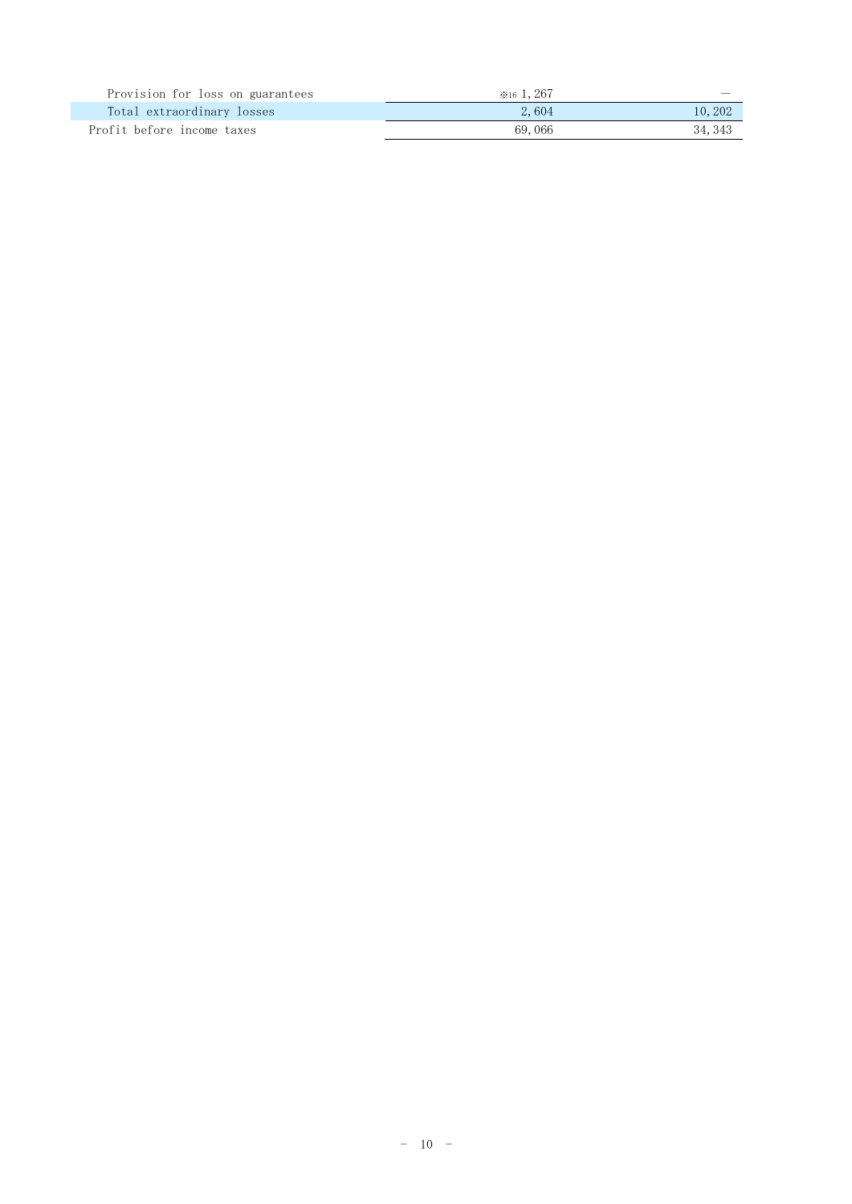| | | |
|---|---|---|
| Provision for loss on guarantees | ※16 1,267 | — |
| Total extraordinary losses | 2,604 | 10,202 |
| Profit before income taxes | 69,066 | 34,343 |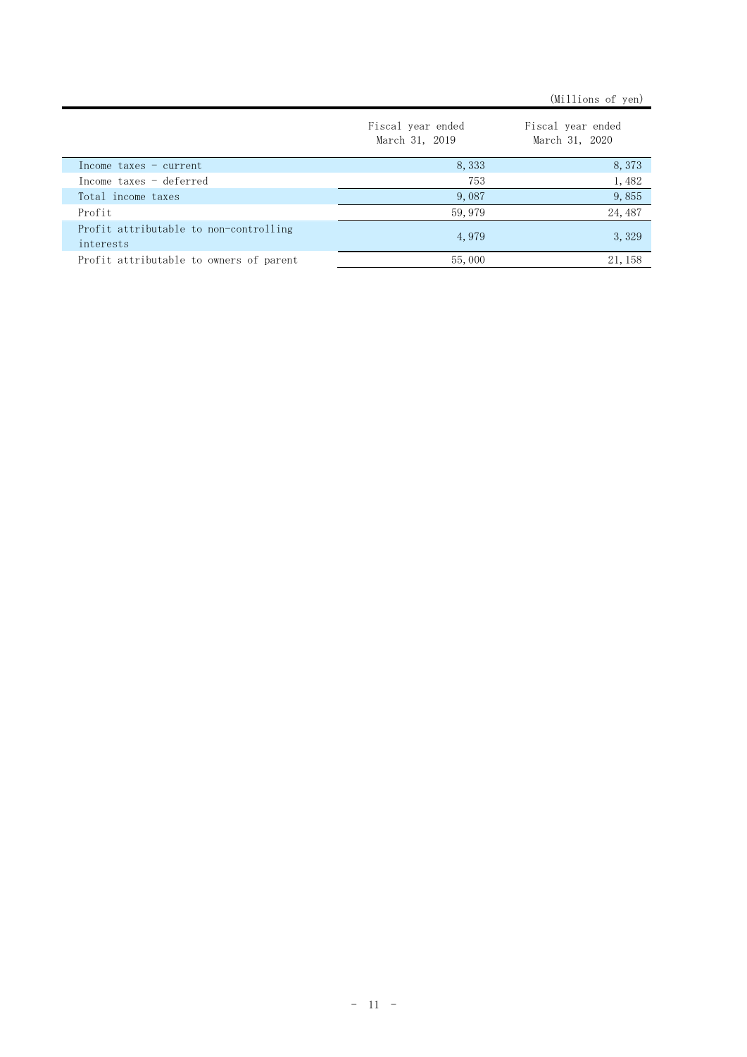(Millions of yen)

| | Fiscal year ended March 31, 2019 | Fiscal year ended March 31, 2020 |
|---|---|---|
| Income taxes - current | 8,333 | 8,373 |
| Income taxes - deferred | 753 | 1,482 |
| Total income taxes | 9,087 | 9,855 |
| Profit | 59,979 | 24,487 |
| Profit attributable to non-controlling interests | 4,979 | 3,329 |
| Profit attributable to owners of parent | 55,000 | 21,158 |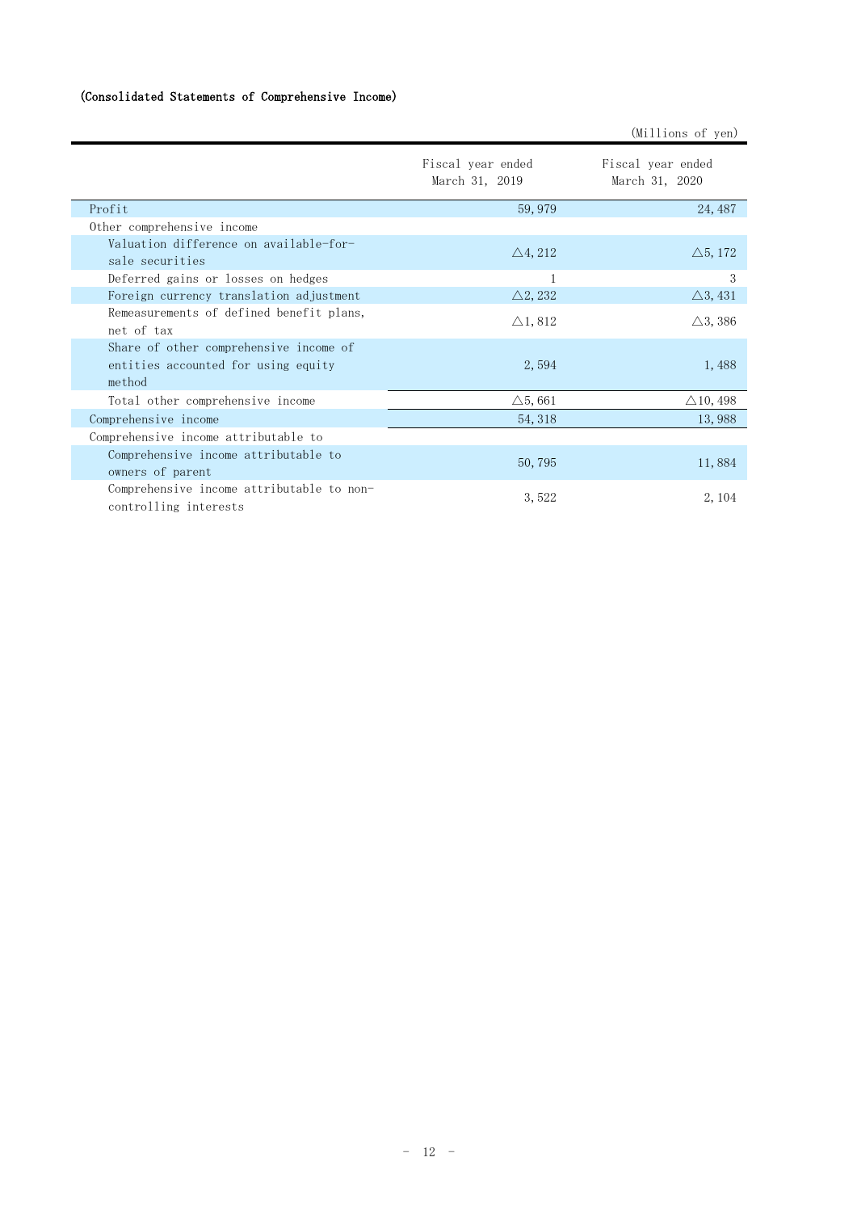(Consolidated Statements of Comprehensive Income)

(Millions of yen)

| | Fiscal year ended March 31, 2019 | Fiscal year ended March 31, 2020 |
|---|---|---|
| Profit | 59,979 | 24,487 |
| Other comprehensive income | | |
| Valuation difference on available-for-sale securities | △4,212 | △5,172 |
| Deferred gains or losses on hedges | 1 | 3 |
| Foreign currency translation adjustment | △2,232 | △3,431 |
| Remeasurements of defined benefit plans, net of tax | △1,812 | △3,386 |
| Share of other comprehensive income of entities accounted for using equity method | 2,594 | 1,488 |
| Total other comprehensive income | △5,661 | △10,498 |
| Comprehensive income | 54,318 | 13,988 |
| Comprehensive income attributable to | | |
| Comprehensive income attributable to owners of parent | 50,795 | 11,884 |
| Comprehensive income attributable to non-controlling interests | 3,522 | 2,104 |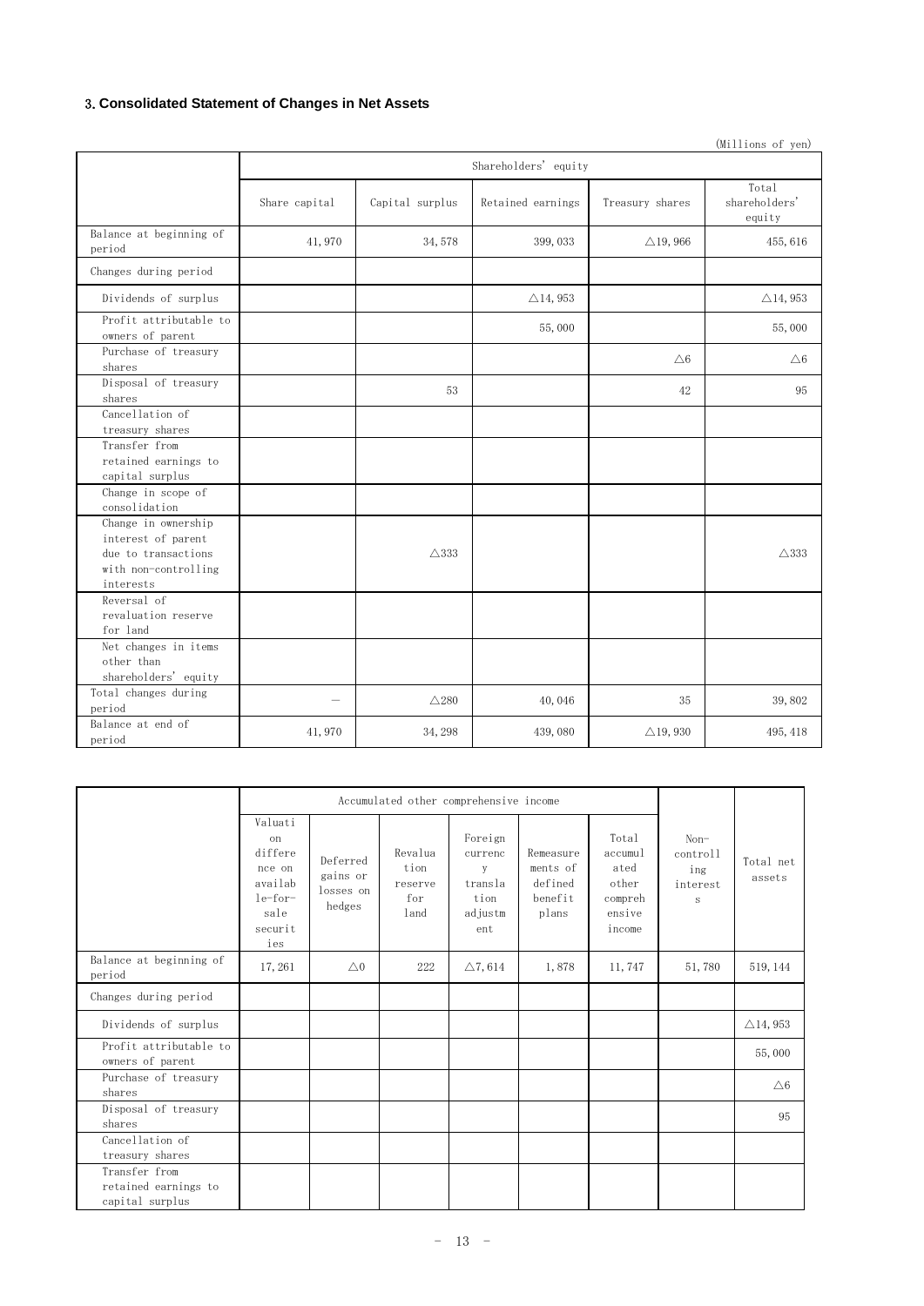### 3. Consolidated Statement of Changes in Net Assets

(Millions of yen)

| | Shareholders' equity | | | | |
|---|---|---|---|---|---|
| | Share capital | Capital surplus | Retained earnings | Treasury shares | Total shareholders' equity |
| Balance at beginning of period | 41,970 | 34,578 | 399,033 | △19,966 | 455,616 |
| Changes during period | | | | | |
| Dividends of surplus | | | △14,953 | | △14,953 |
| Profit attributable to owners of parent | | | 55,000 | | 55,000 |
| Purchase of treasury shares | | | | △6 | △6 |
| Disposal of treasury shares | | 53 | | 42 | 95 |
| Cancellation of treasury shares | | | | | |
| Transfer from retained earnings to capital surplus | | | | | |
| Change in scope of consolidation | | | | | |
| Change in ownership interest of parent due to transactions with non-controlling interests | | △333 | | | △333 |
| Reversal of revaluation reserve for land | | | | | |
| Net changes in items other than shareholders' equity | | | | | |
| Total changes during period | — | △280 | 40,046 | 35 | 39,802 |
| Balance at end of period | 41,970 | 34,298 | 439,080 | △19,930 | 495,418 |

| | Accumulated other comprehensive income | | | | | | | |
|---|---|---|---|---|---|---|---|---|
| | Valuation difference on available-for-sale securities | Deferred gains or losses on hedges | Revaluation reserve for land | Foreign currency translation adjustment | Remeasurements of defined benefit plans | Total accumulated other comprehensive income | Non-controlling interests | Total net assets |
| Balance at beginning of period | 17,261 | △0 | 222 | △7,614 | 1,878 | 11,747 | 51,780 | 519,144 |
| Changes during period | | | | | | | | |
| Dividends of surplus | | | | | | | | △14,953 |
| Profit attributable to owners of parent | | | | | | | | 55,000 |
| Purchase of treasury shares | | | | | | | | △6 |
| Disposal of treasury shares | | | | | | | | 95 |
| Cancellation of treasury shares | | | | | | | | |
| Transfer from retained earnings to capital surplus | | | | | | | | |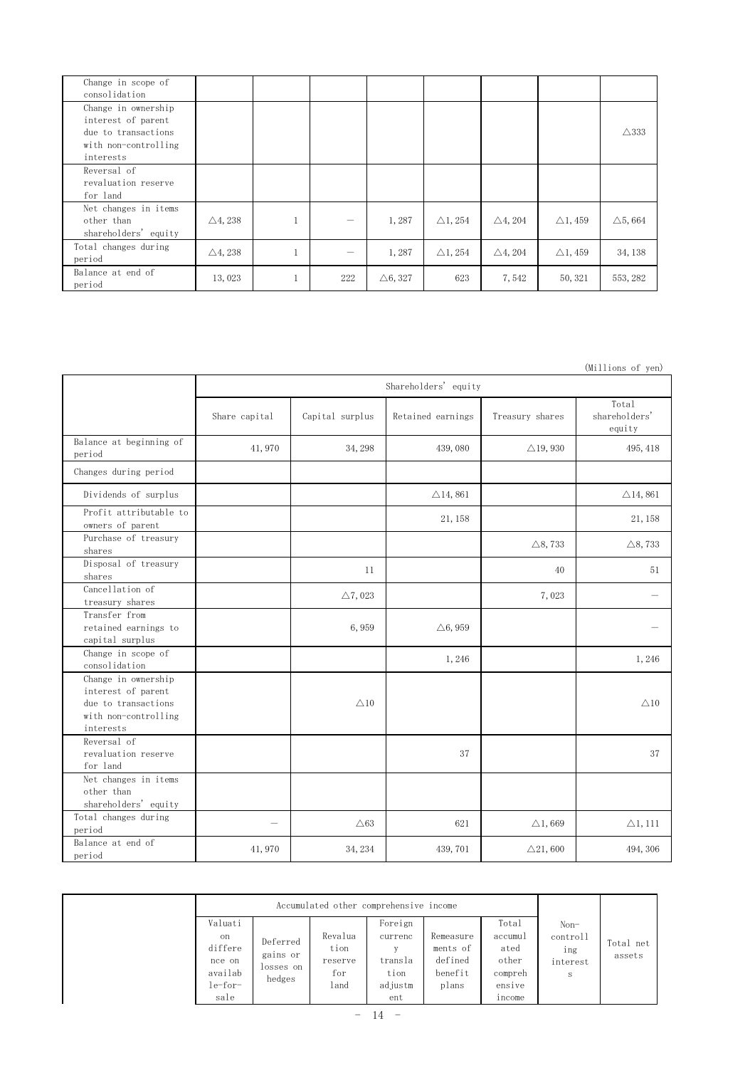| | | | | | | | | |
|---|---|---|---|---|---|---|---|---|
| Change in scope of consolidation | | | | | | | | |
| Change in ownership interest of parent due to transactions with non-controlling interests | | | | | | | | △333 |
| Reversal of revaluation reserve for land | | | | | | | | |
| Net changes in items other than shareholders' equity | △4,238 | 1 | － | 1,287 | △1,254 | △4,204 | △1,459 | △5,664 |
| Total changes during period | △4,238 | 1 | － | 1,287 | △1,254 | △4,204 | △1,459 | 34,138 |
| Balance at end of period | 13,023 | 1 | 222 | △6,327 | 623 | 7,542 | 50,321 | 553,282 |

(Millions of yen)

| | Shareholders' equity | | | | |
|---|---|---|---|---|---|
| | Share capital | Capital surplus | Retained earnings | Treasury shares | Total shareholders' equity |
| Balance at beginning of period | 41,970 | 34,298 | 439,080 | △19,930 | 495,418 |
| Changes during period | | | | | |
| Dividends of surplus | | | △14,861 | | △14,861 |
| Profit attributable to owners of parent | | | 21,158 | | 21,158 |
| Purchase of treasury shares | | | | △8,733 | △8,733 |
| Disposal of treasury shares | | 11 | | 40 | 51 |
| Cancellation of treasury shares | | △7,023 | | 7,023 | － |
| Transfer from retained earnings to capital surplus | | 6,959 | △6,959 | | － |
| Change in scope of consolidation | | | 1,246 | | 1,246 |
| Change in ownership interest of parent due to transactions with non-controlling interests | | △10 | | | △10 |
| Reversal of revaluation reserve for land | | | 37 | | 37 |
| Net changes in items other than shareholders' equity | | | | | |
| Total changes during period | － | △63 | 621 | △1,669 | △1,111 |
| Balance at end of period | 41,970 | 34,234 | 439,701 | △21,600 | 494,306 |

| | Accumulated other comprehensive income | | | | | | Non-controlling interests | Total net assets |
|---|---|---|---|---|---|---|---|---|
| | Valuation difference on available-for-sale | Deferred gains or losses on hedges | Revaluation reserve for land | Foreign currency translation adjustment | Remeasurements of defined benefit plans | Total accumulated other comprehensive income | | |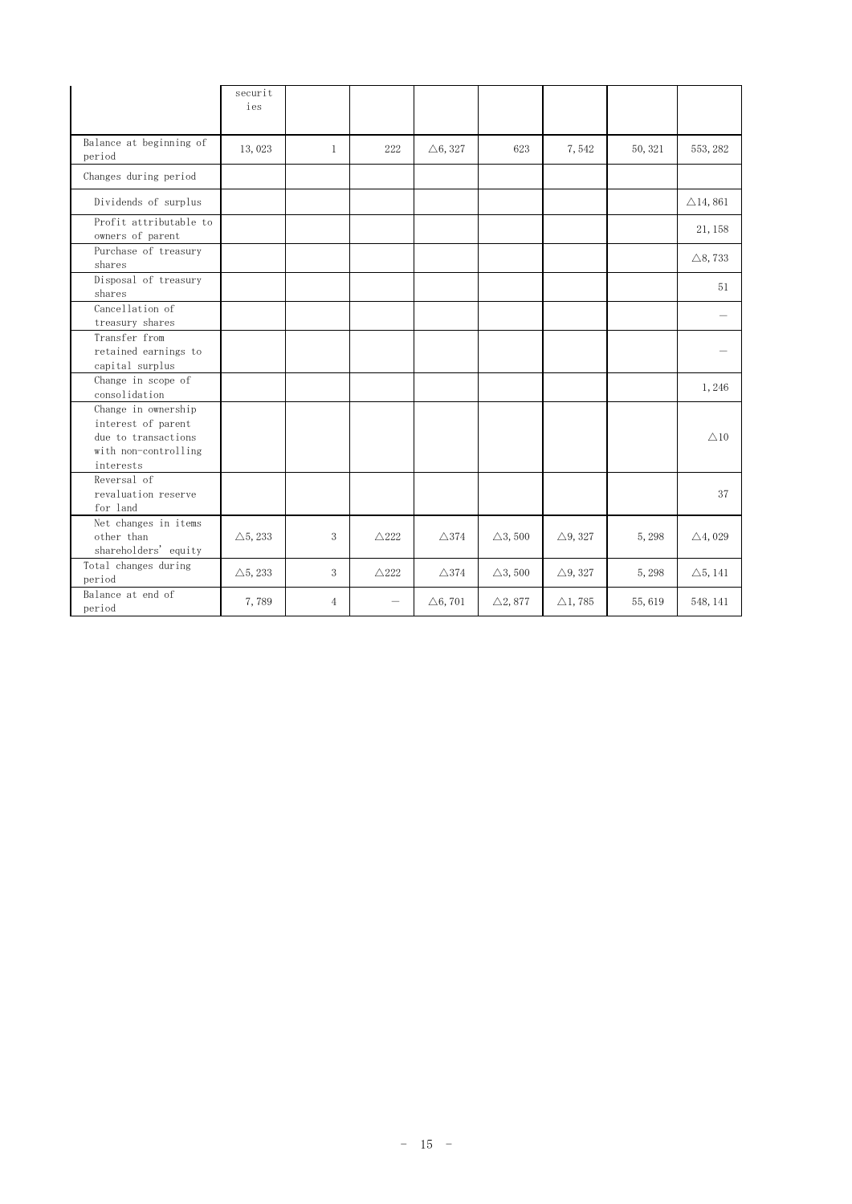| | securities | | | | | | | |
|---|---|---|---|---|---|---|---|---|
| Balance at beginning of period | 13,023 | 1 | 222 | △6,327 | 623 | 7,542 | 50,321 | 553,282 |
| Changes during period | | | | | | | | |
| Dividends of surplus | | | | | | | | △14,861 |
| Profit attributable to owners of parent | | | | | | | | 21,158 |
| Purchase of treasury shares | | | | | | | | △8,733 |
| Disposal of treasury shares | | | | | | | | 51 |
| Cancellation of treasury shares | | | | | | | | ― |
| Transfer from retained earnings to capital surplus | | | | | | | | ― |
| Change in scope of consolidation | | | | | | | | 1,246 |
| Change in ownership interest of parent due to transactions with non-controlling interests | | | | | | | | △10 |
| Reversal of revaluation reserve for land | | | | | | | | 37 |
| Net changes in items other than shareholders' equity | △5,233 | 3 | △222 | △374 | △3,500 | △9,327 | 5,298 | △4,029 |
| Total changes during period | △5,233 | 3 | △222 | △374 | △3,500 | △9,327 | 5,298 | △5,141 |
| Balance at end of period | 7,789 | 4 | ― | △6,701 | △2,877 | △1,785 | 55,619 | 548,141 |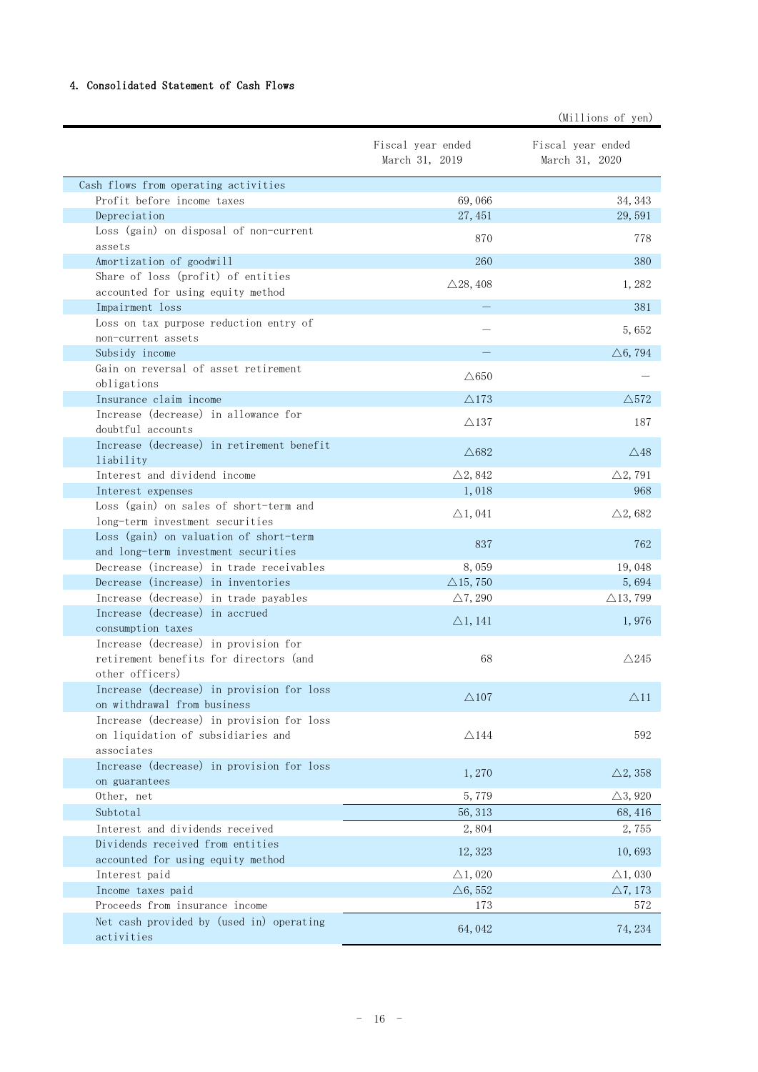#### 4. Consolidated Statement of Cash Flows

(Millions of yen)

| | Fiscal year ended March 31, 2019 | Fiscal year ended March 31, 2020 |
|---|---|---|
| Cash flows from operating activities | | |
| Profit before income taxes | 69,066 | 34,343 |
| Depreciation | 27,451 | 29,591 |
| Loss (gain) on disposal of non-current assets | 870 | 778 |
| Amortization of goodwill | 260 | 380 |
| Share of loss (profit) of entities accounted for using equity method | △28,408 | 1,282 |
| Impairment loss | — | 381 |
| Loss on tax purpose reduction entry of non-current assets | — | 5,652 |
| Subsidy income | — | △6,794 |
| Gain on reversal of asset retirement obligations | △650 | — |
| Insurance claim income | △173 | △572 |
| Increase (decrease) in allowance for doubtful accounts | △137 | 187 |
| Increase (decrease) in retirement benefit liability | △682 | △48 |
| Interest and dividend income | △2,842 | △2,791 |
| Interest expenses | 1,018 | 968 |
| Loss (gain) on sales of short-term and long-term investment securities | △1,041 | △2,682 |
| Loss (gain) on valuation of short-term and long-term investment securities | 837 | 762 |
| Decrease (increase) in trade receivables | 8,059 | 19,048 |
| Decrease (increase) in inventories | △15,750 | 5,694 |
| Increase (decrease) in trade payables | △7,290 | △13,799 |
| Increase (decrease) in accrued consumption taxes | △1,141 | 1,976 |
| Increase (decrease) in provision for retirement benefits for directors (and other officers) | 68 | △245 |
| Increase (decrease) in provision for loss on withdrawal from business | △107 | △11 |
| Increase (decrease) in provision for loss on liquidation of subsidiaries and associates | △144 | 592 |
| Increase (decrease) in provision for loss on guarantees | 1,270 | △2,358 |
| Other, net | 5,779 | △3,920 |
| Subtotal | 56,313 | 68,416 |
| Interest and dividends received | 2,804 | 2,755 |
| Dividends received from entities accounted for using equity method | 12,323 | 10,693 |
| Interest paid | △1,020 | △1,030 |
| Income taxes paid | △6,552 | △7,173 |
| Proceeds from insurance income | 173 | 572 |
| Net cash provided by (used in) operating activities | 64,042 | 74,234 |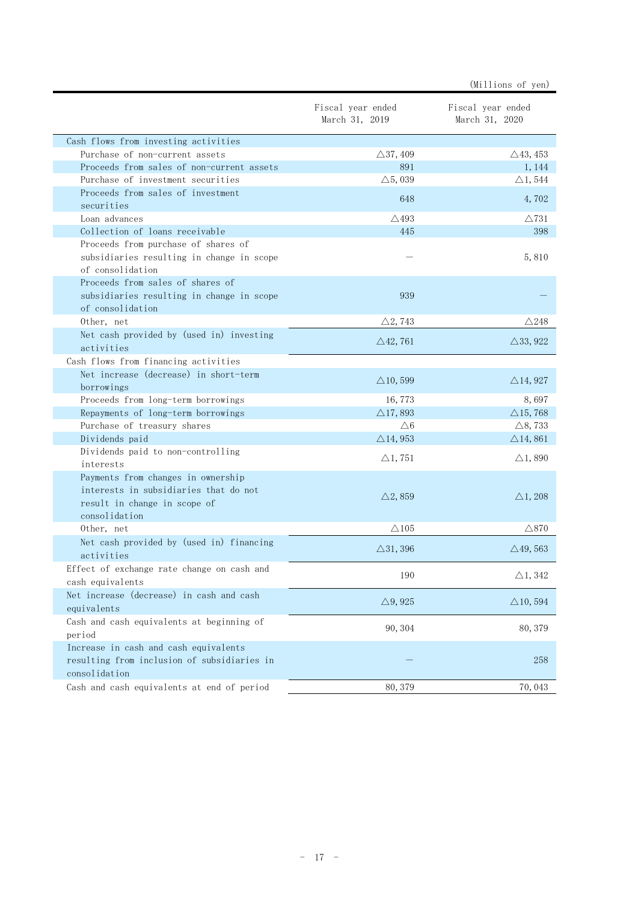(Millions of yen)

| | Fiscal year ended March 31, 2019 | Fiscal year ended March 31, 2020 |
|---|---|---|
| Cash flows from investing activities | | |
| Purchase of non-current assets | △37,409 | △43,453 |
| Proceeds from sales of non-current assets | 891 | 1,144 |
| Purchase of investment securities | △5,039 | △1,544 |
| Proceeds from sales of investment securities | 648 | 4,702 |
| Loan advances | △493 | △731 |
| Collection of loans receivable | 445 | 398 |
| Proceeds from purchase of shares of subsidiaries resulting in change in scope of consolidation | — | 5,810 |
| Proceeds from sales of shares of subsidiaries resulting in change in scope of consolidation | 939 | — |
| Other, net | △2,743 | △248 |
| Net cash provided by (used in) investing activities | △42,761 | △33,922 |
| Cash flows from financing activities | | |
| Net increase (decrease) in short-term borrowings | △10,599 | △14,927 |
| Proceeds from long-term borrowings | 16,773 | 8,697 |
| Repayments of long-term borrowings | △17,893 | △15,768 |
| Purchase of treasury shares | △6 | △8,733 |
| Dividends paid | △14,953 | △14,861 |
| Dividends paid to non-controlling interests | △1,751 | △1,890 |
| Payments from changes in ownership interests in subsidiaries that do not result in change in scope of consolidation | △2,859 | △1,208 |
| Other, net | △105 | △870 |
| Net cash provided by (used in) financing activities | △31,396 | △49,563 |
| Effect of exchange rate change on cash and cash equivalents | 190 | △1,342 |
| Net increase (decrease) in cash and cash equivalents | △9,925 | △10,594 |
| Cash and cash equivalents at beginning of period | 90,304 | 80,379 |
| Increase in cash and cash equivalents resulting from inclusion of subsidiaries in consolidation | — | 258 |
| Cash and cash equivalents at end of period | 80,379 | 70,043 |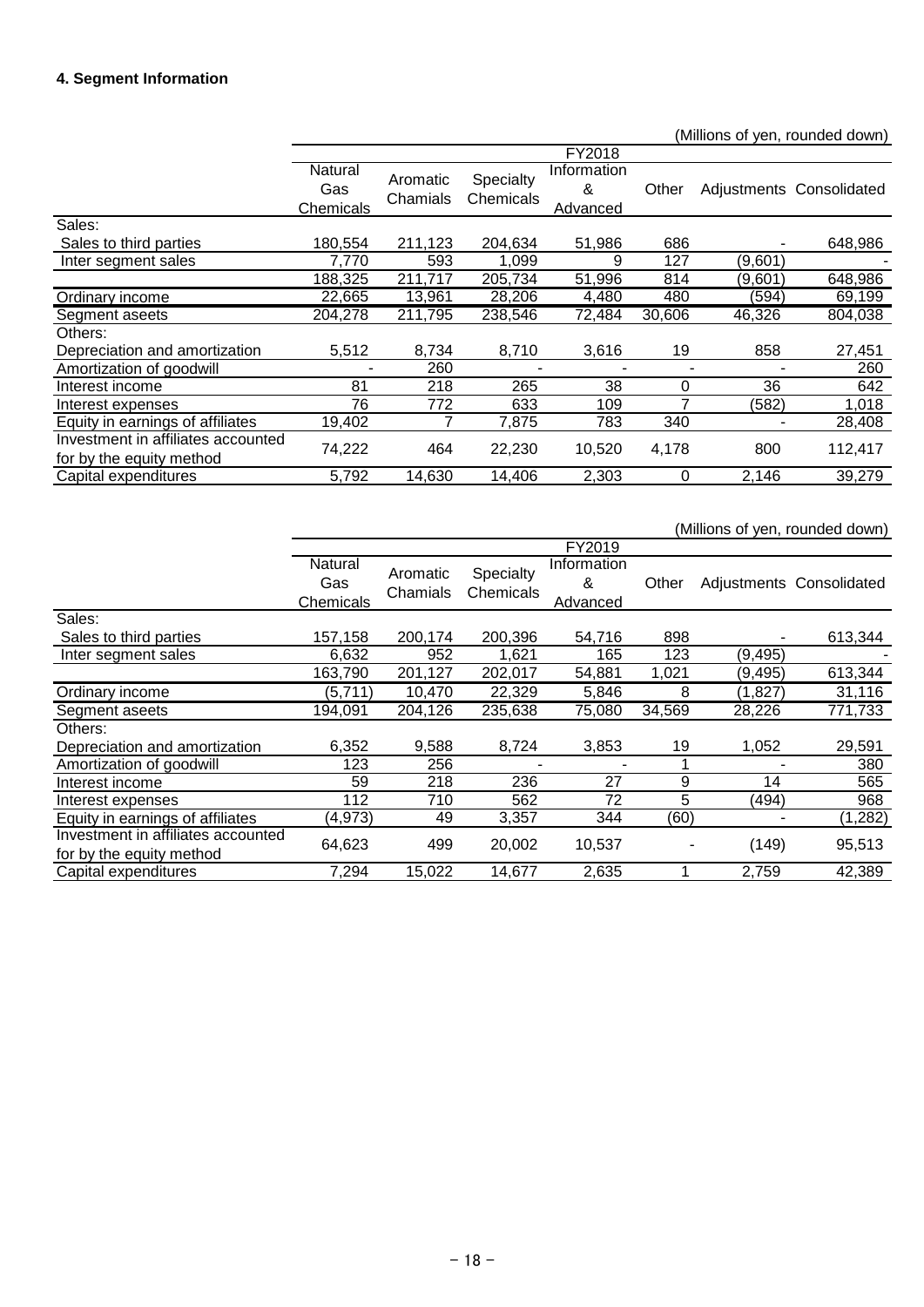### 4. Segment Information

(Millions of yen, rounded down)

| | FY2018 | | | | | | |
|---|---|---|---|---|---|---|---|
| | Natural Gas Chemicals | Aromatic Chamials | Specialty Chemicals | Information & Advanced | Other | Adjustments | Consolidated |
| Sales: | | | | | | | |
| Sales to third parties | 180,554 | 211,123 | 204,634 | 51,986 | 686 | - | 648,986 |
| Inter segment sales | 7,770 | 593 | 1,099 | 9 | 127 | (9,601) | - |
| | 188,325 | 211,717 | 205,734 | 51,996 | 814 | (9,601) | 648,986 |
| Ordinary income | 22,665 | 13,961 | 28,206 | 4,480 | 480 | (594) | 69,199 |
| Segment aseets | 204,278 | 211,795 | 238,546 | 72,484 | 30,606 | 46,326 | 804,038 |
| Others: | | | | | | | |
| Depreciation and amortization | 5,512 | 8,734 | 8,710 | 3,616 | 19 | 858 | 27,451 |
| Amortization of goodwill | - | 260 | - | - | - | - | 260 |
| Interest income | 81 | 218 | 265 | 38 | 0 | 36 | 642 |
| Interest expenses | 76 | 772 | 633 | 109 | 7 | (582) | 1,018 |
| Equity in earnings of affiliates | 19,402 | 7 | 7,875 | 783 | 340 | - | 28,408 |
| Investment in affiliates accounted for by the equity method | 74,222 | 464 | 22,230 | 10,520 | 4,178 | 800 | 112,417 |
| Capital expenditures | 5,792 | 14,630 | 14,406 | 2,303 | 0 | 2,146 | 39,279 |

(Millions of yen, rounded down)

| | FY2019 | | | | | | |
|---|---|---|---|---|---|---|---|
| | Natural Gas Chemicals | Aromatic Chamials | Specialty Chemicals | Information & Advanced | Other | Adjustments | Consolidated |
| Sales: | | | | | | | |
| Sales to third parties | 157,158 | 200,174 | 200,396 | 54,716 | 898 | - | 613,344 |
| Inter segment sales | 6,632 | 952 | 1,621 | 165 | 123 | (9,495) | - |
| | 163,790 | 201,127 | 202,017 | 54,881 | 1,021 | (9,495) | 613,344 |
| Ordinary income | (5,711) | 10,470 | 22,329 | 5,846 | 8 | (1,827) | 31,116 |
| Segment aseets | 194,091 | 204,126 | 235,638 | 75,080 | 34,569 | 28,226 | 771,733 |
| Others: | | | | | | | |
| Depreciation and amortization | 6,352 | 9,588 | 8,724 | 3,853 | 19 | 1,052 | 29,591 |
| Amortization of goodwill | 123 | 256 | - | - | 1 | - | 380 |
| Interest income | 59 | 218 | 236 | 27 | 9 | 14 | 565 |
| Interest expenses | 112 | 710 | 562 | 72 | 5 | (494) | 968 |
| Equity in earnings of affiliates | (4,973) | 49 | 3,357 | 344 | (60) | - | (1,282) |
| Investment in affiliates accounted for by the equity method | 64,623 | 499 | 20,002 | 10,537 | - | (149) | 95,513 |
| Capital expenditures | 7,294 | 15,022 | 14,677 | 2,635 | 1 | 2,759 | 42,389 |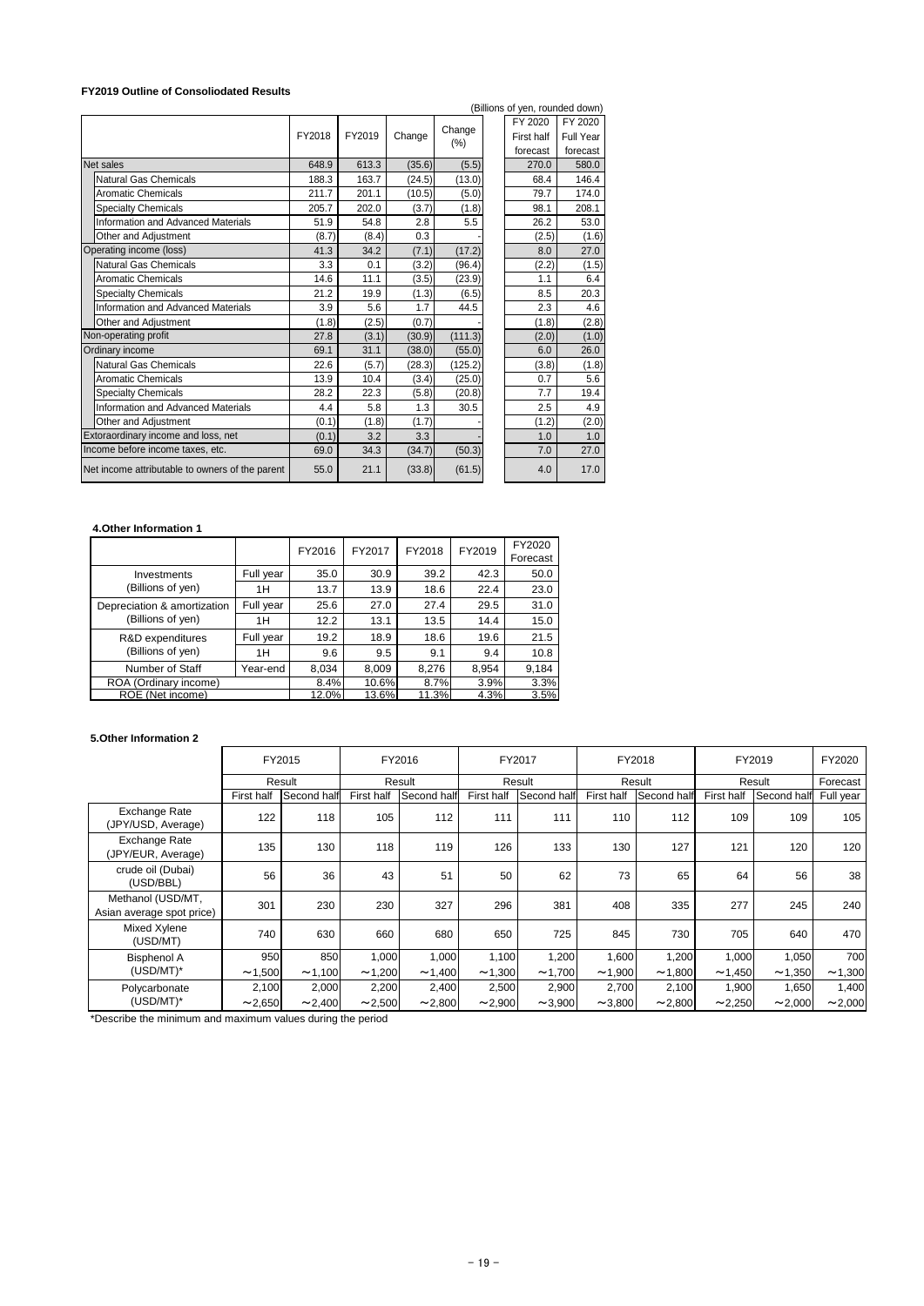### FY2019 Outline of Consoliodated Results

(Billions of yen, rounded down)

| | FY2018 | FY2019 | Change | Change (%) | FY 2020 First half forecast | FY 2020 Full Year forecast |
|---|---|---|---|---|---|---|
| Net sales | 648.9 | 613.3 | (35.6) | (5.5) | 270.0 | 580.0 |
| Natural Gas Chemicals | 188.3 | 163.7 | (24.5) | (13.0) | 68.4 | 146.4 |
| Aromatic Chemicals | 211.7 | 201.1 | (10.5) | (5.0) | 79.7 | 174.0 |
| Specialty Chemicals | 205.7 | 202.0 | (3.7) | (1.8) | 98.1 | 208.1 |
| Information and Advanced Materials | 51.9 | 54.8 | 2.8 | 5.5 | 26.2 | 53.0 |
| Other and Adjustment | (8.7) | (8.4) | 0.3 | - | (2.5) | (1.6) |
| Operating income (loss) | 41.3 | 34.2 | (7.1) | (17.2) | 8.0 | 27.0 |
| Natural Gas Chemicals | 3.3 | 0.1 | (3.2) | (96.4) | (2.2) | (1.5) |
| Aromatic Chemicals | 14.6 | 11.1 | (3.5) | (23.9) | 1.1 | 6.4 |
| Specialty Chemicals | 21.2 | 19.9 | (1.3) | (6.5) | 8.5 | 20.3 |
| Information and Advanced Materials | 3.9 | 5.6 | 1.7 | 44.5 | 2.3 | 4.6 |
| Other and Adjustment | (1.8) | (2.5) | (0.7) | - | (1.8) | (2.8) |
| Non-operating profit | 27.8 | (3.1) | (30.9) | (111.3) | (2.0) | (1.0) |
| Ordinary income | 69.1 | 31.1 | (38.0) | (55.0) | 6.0 | 26.0 |
| Natural Gas Chemicals | 22.6 | (5.7) | (28.3) | (125.2) | (3.8) | (1.8) |
| Aromatic Chemicals | 13.9 | 10.4 | (3.4) | (25.0) | 0.7 | 5.6 |
| Specialty Chemicals | 28.2 | 22.3 | (5.8) | (20.8) | 7.7 | 19.4 |
| Information and Advanced Materials | 4.4 | 5.8 | 1.3 | 30.5 | 2.5 | 4.9 |
| Other and Adjustment | (0.1) | (1.8) | (1.7) | - | (1.2) | (2.0) |
| Extoraordinary income and loss, net | (0.1) | 3.2 | 3.3 | - | 1.0 | 1.0 |
| Income before income taxes, etc. | 69.0 | 34.3 | (34.7) | (50.3) | 7.0 | 27.0 |
| Net income attributable to owners of the parent | 55.0 | 21.1 | (33.8) | (61.5) | 4.0 | 17.0 |

#### 4.Other Information 1

| | | FY2016 | FY2017 | FY2018 | FY2019 | FY2020 Forecast |
|---|---|---|---|---|---|---|
| Investments (Billions of yen) | Full year | 35.0 | 30.9 | 39.2 | 42.3 | 50.0 |
| | 1H | 13.7 | 13.9 | 18.6 | 22.4 | 23.0 |
| Depreciation & amortization (Billions of yen) | Full year | 25.6 | 27.0 | 27.4 | 29.5 | 31.0 |
| | 1H | 12.2 | 13.1 | 13.5 | 14.4 | 15.0 |
| R&D expenditures (Billions of yen) | Full year | 19.2 | 18.9 | 18.6 | 19.6 | 21.5 |
| | 1H | 9.6 | 9.5 | 9.1 | 9.4 | 10.8 |
| Number of Staff | Year-end | 8,034 | 8,009 | 8,276 | 8,954 | 9,184 |
| ROA (Ordinary income) | | 8.4% | 10.6% | 8.7% | 3.9% | 3.3% |
| ROE (Net income) | | 12.0% | 13.6% | 11.3% | 4.3% | 3.5% |

#### 5.Other Information 2

| | FY2015 | | FY2016 | | FY2017 | | FY2018 | | FY2019 | | FY2020 |
|---|---|---|---|---|---|---|---|---|---|---|---|
| | Result | | Result | | Result | | Result | | Result | | Forecast |
| | First half | Second half | First half | Second half | First half | Second half | First half | Second half | First half | Second half | Full year |
| Exchange Rate (JPY/USD, Average) | 122 | 118 | 105 | 112 | 111 | 111 | 110 | 112 | 109 | 109 | 105 |
| Exchange Rate (JPY/EUR, Average) | 135 | 130 | 118 | 119 | 126 | 133 | 130 | 127 | 121 | 120 | 120 |
| crude oil (Dubai) (USD/BBL) | 56 | 36 | 43 | 51 | 50 | 62 | 73 | 65 | 64 | 56 | 38 |
| Methanol (USD/MT, Asian average spot price) | 301 | 230 | 230 | 327 | 296 | 381 | 408 | 335 | 277 | 245 | 240 |
| Mixed Xylene (USD/MT) | 740 | 630 | 660 | 680 | 650 | 725 | 845 | 730 | 705 | 640 | 470 |
| Bisphenol A (USD/MT)* | 950 ～1,500 | 850 ～1,100 | 1,000 ～1,200 | 1,000 ～1,400 | 1,100 ～1,300 | 1,200 ～1,700 | 1,600 ～1,900 | 1,200 ～1,800 | 1,000 ～1,450 | 1,050 ～1,350 | 700 ～1,300 |
| Polycarbonate (USD/MT)* | 2,100 ～2,650 | 2,000 ～2,400 | 2,200 ～2,500 | 2,400 ～2,800 | 2,500 ～2,900 | 2,900 ～3,900 | 2,700 ～3,800 | 2,100 ～2,800 | 1,900 ～2,250 | 1,650 ～2,000 | 1,400 ～2,000 |

*Describe the minimum and maximum values during the period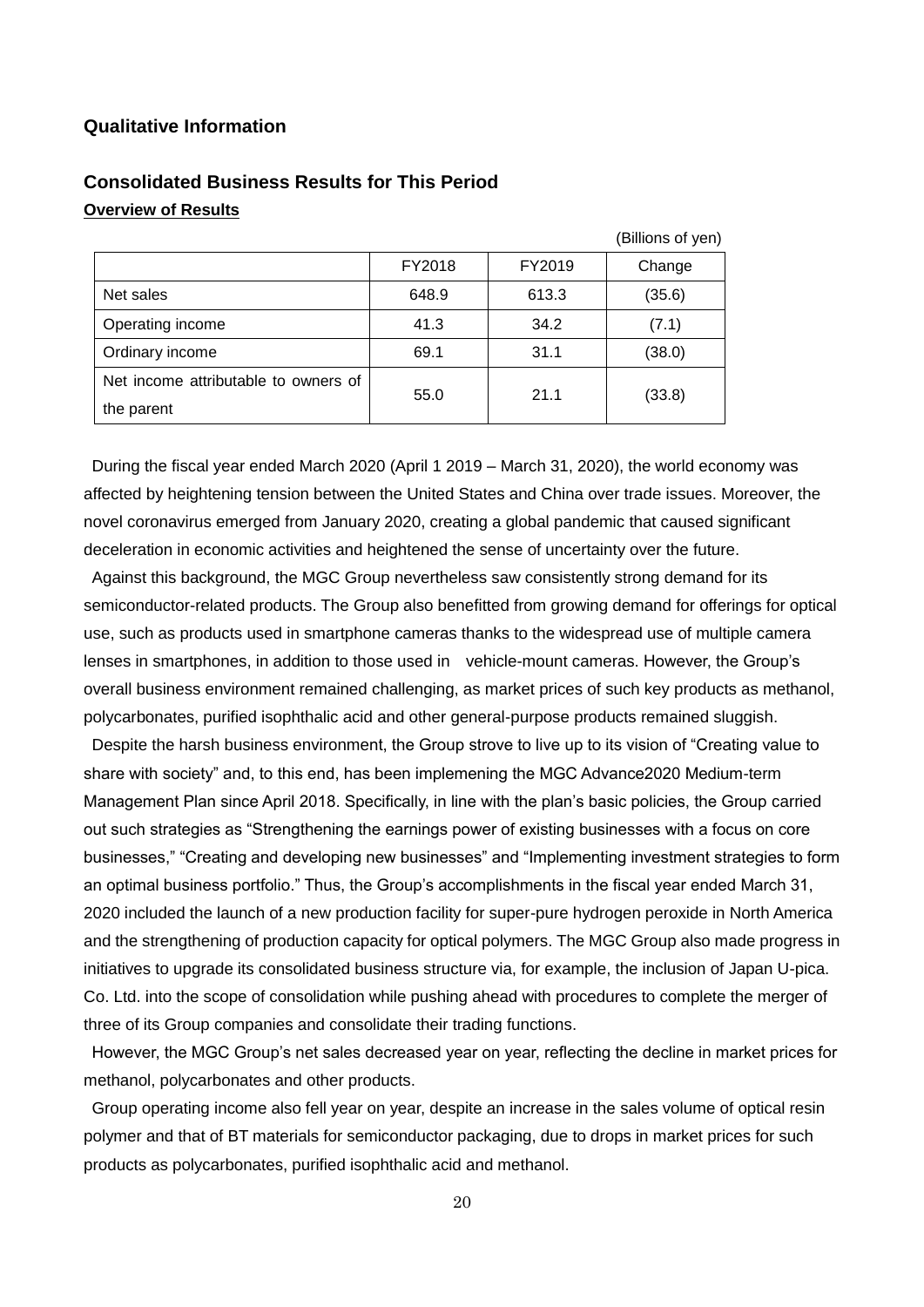## Qualitative Information

## Consolidated Business Results for This Period

### Overview of Results

(Billions of yen)

| | FY2018 | FY2019 | Change |
|---|---|---|---|
| Net sales | 648.9 | 613.3 | (35.6) |
| Operating income | 41.3 | 34.2 | (7.1) |
| Ordinary income | 69.1 | 31.1 | (38.0) |
| Net income attributable to owners of the parent | 55.0 | 21.1 | (33.8) |

During the fiscal year ended March 2020 (April 1 2019 – March 31, 2020), the world economy was affected by heightening tension between the United States and China over trade issues. Moreover, the novel coronavirus emerged from January 2020, creating a global pandemic that caused significant deceleration in economic activities and heightened the sense of uncertainty over the future.

Against this background, the MGC Group nevertheless saw consistently strong demand for its semiconductor-related products. The Group also benefitted from growing demand for offerings for optical use, such as products used in smartphone cameras thanks to the widespread use of multiple camera lenses in smartphones, in addition to those used in vehicle-mount cameras. However, the Group's overall business environment remained challenging, as market prices of such key products as methanol, polycarbonates, purified isophthalic acid and other general-purpose products remained sluggish.

Despite the harsh business environment, the Group strove to live up to its vision of "Creating value to share with society" and, to this end, has been implemening the MGC Advance2020 Medium-term Management Plan since April 2018. Specifically, in line with the plan's basic policies, the Group carried out such strategies as "Strengthening the earnings power of existing businesses with a focus on core businesses," "Creating and developing new businesses" and "Implementing investment strategies to form an optimal business portfolio." Thus, the Group's accomplishments in the fiscal year ended March 31, 2020 included the launch of a new production facility for super-pure hydrogen peroxide in North America and the strengthening of production capacity for optical polymers. The MGC Group also made progress in initiatives to upgrade its consolidated business structure via, for example, the inclusion of Japan U-pica. Co. Ltd. into the scope of consolidation while pushing ahead with procedures to complete the merger of three of its Group companies and consolidate their trading functions.

However, the MGC Group's net sales decreased year on year, reflecting the decline in market prices for methanol, polycarbonates and other products.

Group operating income also fell year on year, despite an increase in the sales volume of optical resin polymer and that of BT materials for semiconductor packaging, due to drops in market prices for such products as polycarbonates, purified isophthalic acid and methanol.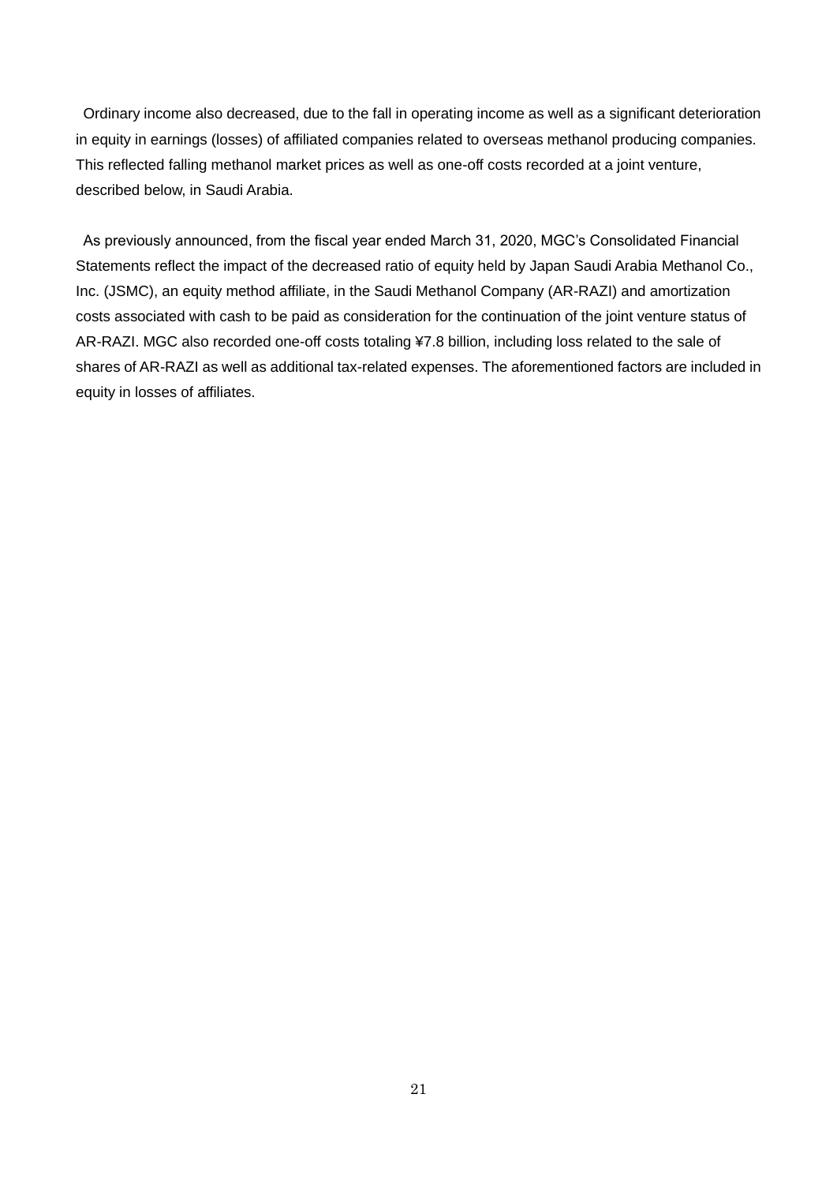Ordinary income also decreased, due to the fall in operating income as well as a significant deterioration in equity in earnings (losses) of affiliated companies related to overseas methanol producing companies. This reflected falling methanol market prices as well as one-off costs recorded at a joint venture, described below, in Saudi Arabia.

As previously announced, from the fiscal year ended March 31, 2020, MGC's Consolidated Financial Statements reflect the impact of the decreased ratio of equity held by Japan Saudi Arabia Methanol Co., Inc. (JSMC), an equity method affiliate, in the Saudi Methanol Company (AR-RAZI) and amortization costs associated with cash to be paid as consideration for the continuation of the joint venture status of AR-RAZI. MGC also recorded one-off costs totaling ¥7.8 billion, including loss related to the sale of shares of AR-RAZI as well as additional tax-related expenses. The aforementioned factors are included in equity in losses of affiliates.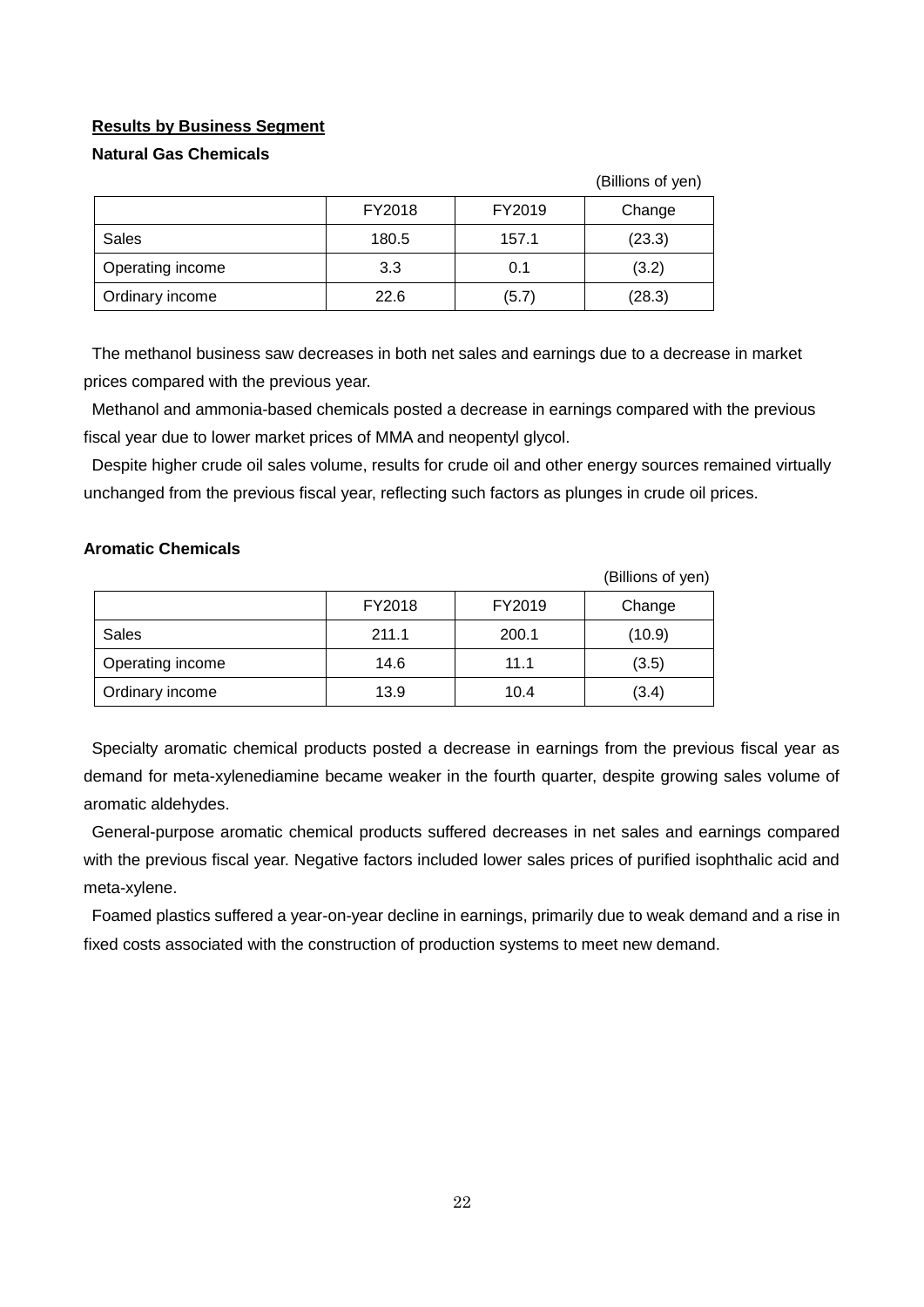**Results by Business Segment**

**Natural Gas Chemicals**

(Billions of yen)

| | FY2018 | FY2019 | Change |
|---|---|---|---|
| Sales | 180.5 | 157.1 | (23.3) |
| Operating income | 3.3 | 0.1 | (3.2) |
| Ordinary income | 22.6 | (5.7) | (28.3) |

The methanol business saw decreases in both net sales and earnings due to a decrease in market prices compared with the previous year.

Methanol and ammonia-based chemicals posted a decrease in earnings compared with the previous fiscal year due to lower market prices of MMA and neopentyl glycol.

Despite higher crude oil sales volume, results for crude oil and other energy sources remained virtually unchanged from the previous fiscal year, reflecting such factors as plunges in crude oil prices.

**Aromatic Chemicals**

(Billions of yen)

| | FY2018 | FY2019 | Change |
|---|---|---|---|
| Sales | 211.1 | 200.1 | (10.9) |
| Operating income | 14.6 | 11.1 | (3.5) |
| Ordinary income | 13.9 | 10.4 | (3.4) |

Specialty aromatic chemical products posted a decrease in earnings from the previous fiscal year as demand for meta-xylenediamine became weaker in the fourth quarter, despite growing sales volume of aromatic aldehydes.

General-purpose aromatic chemical products suffered decreases in net sales and earnings compared with the previous fiscal year. Negative factors included lower sales prices of purified isophthalic acid and meta-xylene.

Foamed plastics suffered a year-on-year decline in earnings, primarily due to weak demand and a rise in fixed costs associated with the construction of production systems to meet new demand.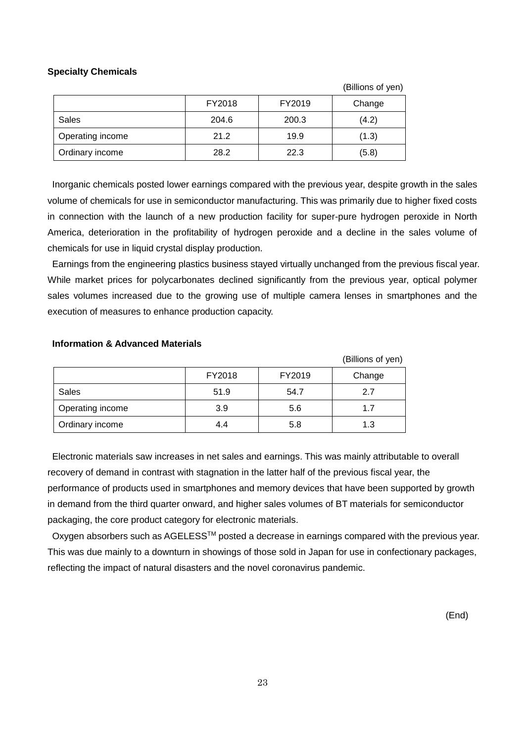**Specialty Chemicals**

(Billions of yen)

| | FY2018 | FY2019 | Change |
|---|---|---|---|
| Sales | 204.6 | 200.3 | (4.2) |
| Operating income | 21.2 | 19.9 | (1.3) |
| Ordinary income | 28.2 | 22.3 | (5.8) |

Inorganic chemicals posted lower earnings compared with the previous year, despite growth in the sales volume of chemicals for use in semiconductor manufacturing. This was primarily due to higher fixed costs in connection with the launch of a new production facility for super-pure hydrogen peroxide in North America, deterioration in the profitability of hydrogen peroxide and a decline in the sales volume of chemicals for use in liquid crystal display production.

Earnings from the engineering plastics business stayed virtually unchanged from the previous fiscal year. While market prices for polycarbonates declined significantly from the previous year, optical polymer sales volumes increased due to the growing use of multiple camera lenses in smartphones and the execution of measures to enhance production capacity.

**Information & Advanced Materials**

(Billions of yen)

| | FY2018 | FY2019 | Change |
|---|---|---|---|
| Sales | 51.9 | 54.7 | 2.7 |
| Operating income | 3.9 | 5.6 | 1.7 |
| Ordinary income | 4.4 | 5.8 | 1.3 |

Electronic materials saw increases in net sales and earnings. This was mainly attributable to overall recovery of demand in contrast with stagnation in the latter half of the previous fiscal year, the performance of products used in smartphones and memory devices that have been supported by growth in demand from the third quarter onward, and higher sales volumes of BT materials for semiconductor packaging, the core product category for electronic materials.

Oxygen absorbers such as AGELESS™ posted a decrease in earnings compared with the previous year. This was due mainly to a downturn in showings of those sold in Japan for use in confectionary packages, reflecting the impact of natural disasters and the novel coronavirus pandemic.

(End)